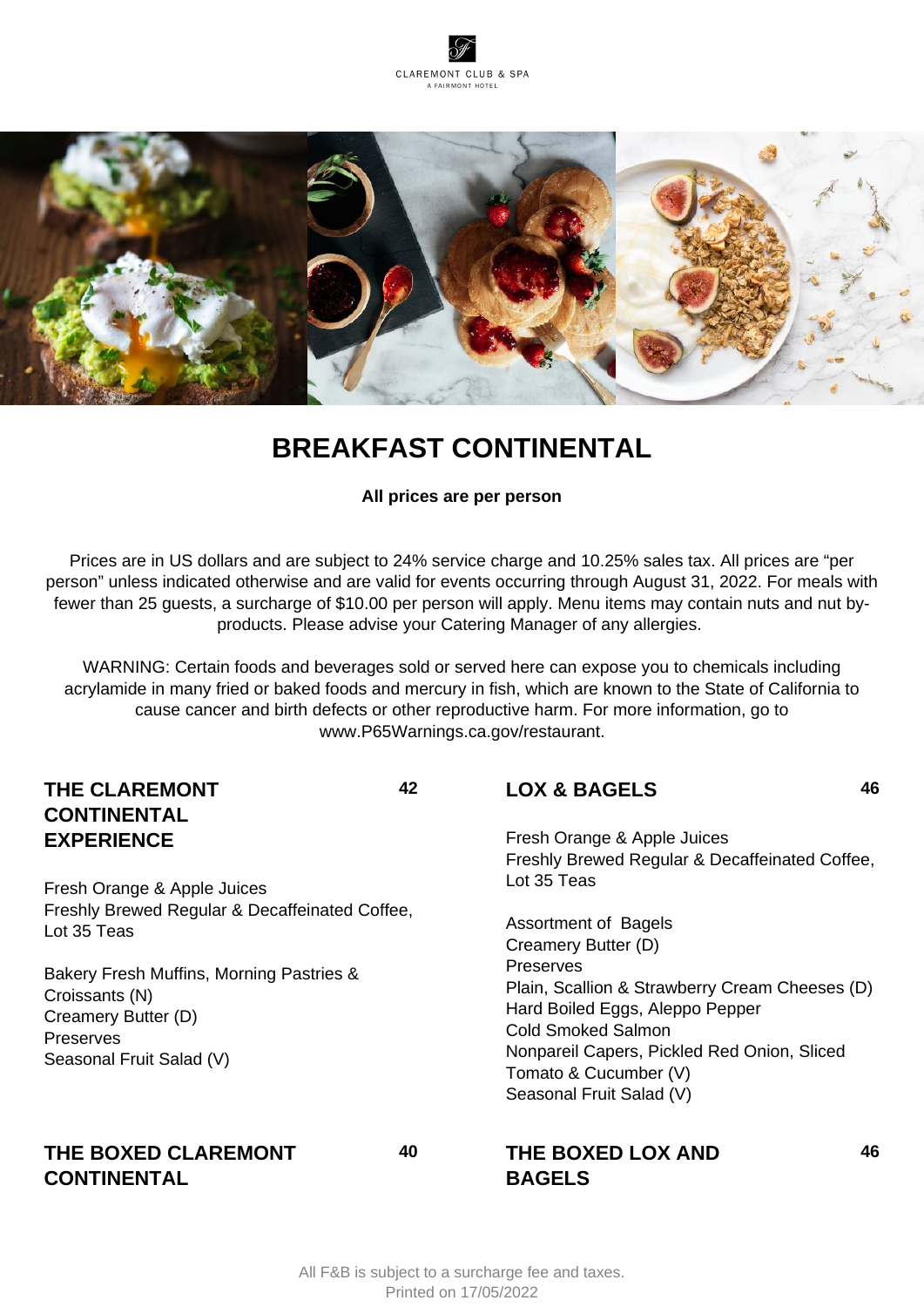CLAREMONT CLUB & SPA
A FAIRMONT HOTEL

# BREAKFAST CONTINENTAL

**All prices are per person**

Prices are in US dollars and are subject to 24% service charge and 10.25% sales tax. All prices are "per person" unless indicated otherwise and are valid for events occurring through August 31, 2022. For meals with fewer than 25 guests, a surcharge of $10.00 per person will apply. Menu items may contain nuts and nut by-products. Please advise your Catering Manager of any allergies.

WARNING: Certain foods and beverages sold or served here can expose you to chemicals including acrylamide in many fried or baked foods and mercury in fish, which are known to the State of California to cause cancer and birth defects or other reproductive harm. For more information, go to www.P65Warnings.ca.gov/restaurant.

## THE CLAREMONT CONTINENTAL EXPERIENCE — 42

Fresh Orange & Apple Juices
Freshly Brewed Regular & Decaffeinated Coffee, Lot 35 Teas

Bakery Fresh Muffins, Morning Pastries & Croissants (N)
Creamery Butter (D)
Preserves
Seasonal Fruit Salad (V)

## LOX & BAGELS — 46

Fresh Orange & Apple Juices
Freshly Brewed Regular & Decaffeinated Coffee, Lot 35 Teas

Assortment of Bagels
Creamery Butter (D)
Preserves
Plain, Scallion & Strawberry Cream Cheeses (D)
Hard Boiled Eggs, Aleppo Pepper
Cold Smoked Salmon
Nonpareil Capers, Pickled Red Onion, Sliced Tomato & Cucumber (V)
Seasonal Fruit Salad (V)

## THE BOXED CLAREMONT CONTINENTAL — 40

## THE BOXED LOX AND BAGELS — 46

All F&B is subject to a surcharge fee and taxes.
Printed on 17/05/2022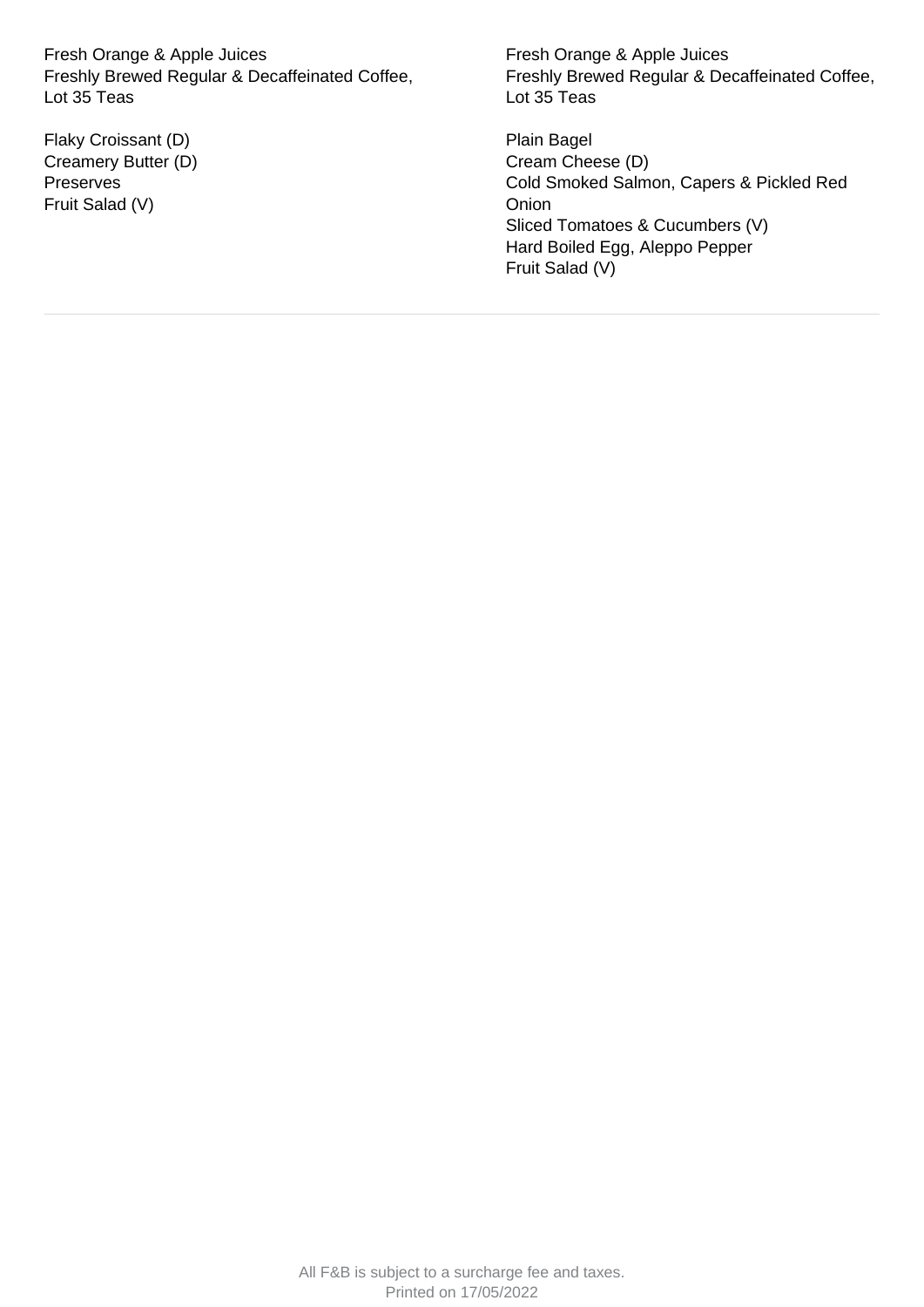Fresh Orange & Apple Juices
Freshly Brewed Regular & Decaffeinated Coffee, Lot 35 Teas

Flaky Croissant (D)
Creamery Butter (D)
Preserves
Fruit Salad (V)

Fresh Orange & Apple Juices
Freshly Brewed Regular & Decaffeinated Coffee, Lot 35 Teas

Plain Bagel
Cream Cheese (D)
Cold Smoked Salmon, Capers & Pickled Red Onion
Sliced Tomatoes & Cucumbers (V)
Hard Boiled Egg, Aleppo Pepper
Fruit Salad (V)

---

All F&B is subject to a surcharge fee and taxes.
Printed on 17/05/2022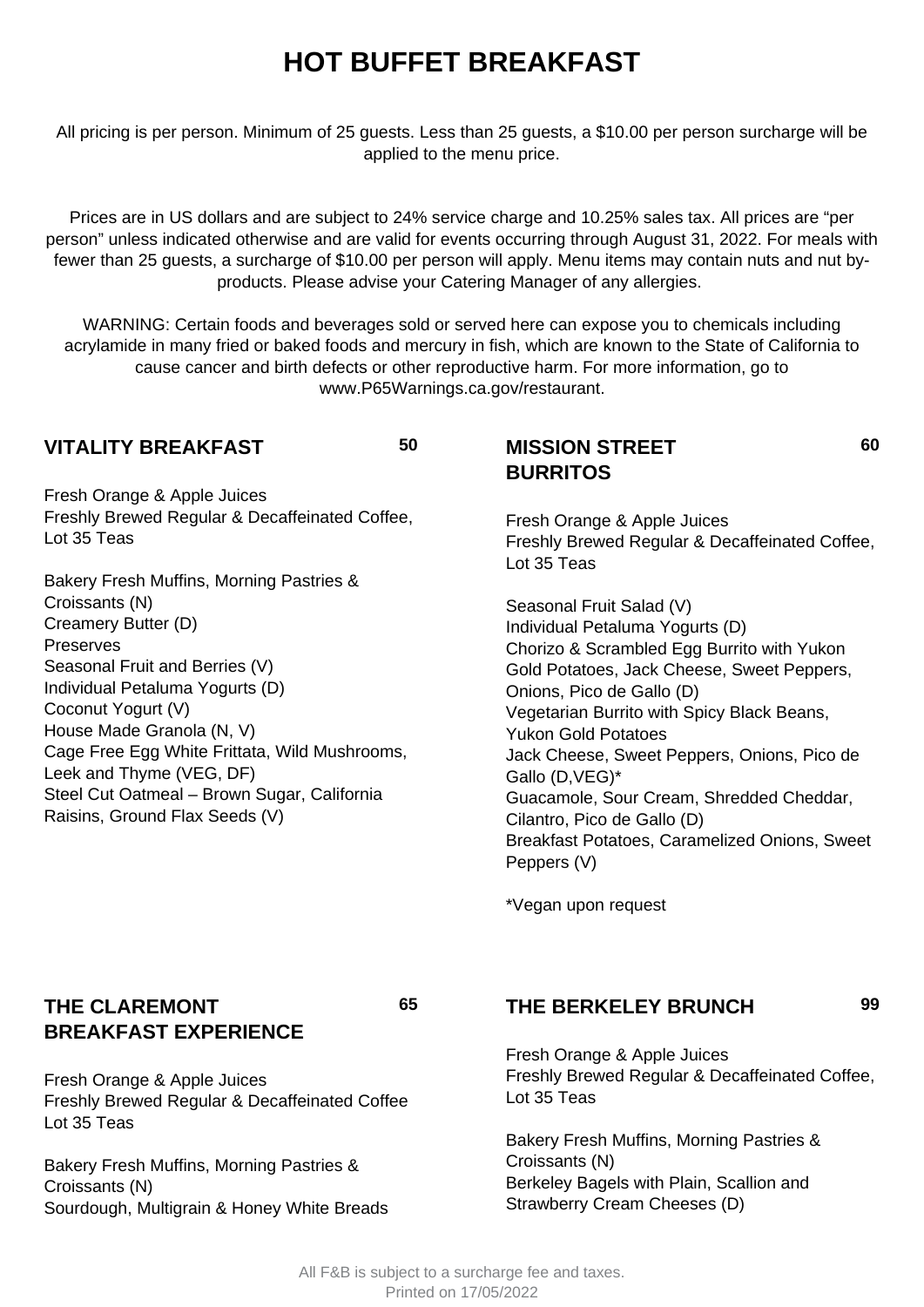# HOT BUFFET BREAKFAST

All pricing is per person. Minimum of 25 guests. Less than 25 guests, a $10.00 per person surcharge will be applied to the menu price.

Prices are in US dollars and are subject to 24% service charge and 10.25% sales tax. All prices are "per person" unless indicated otherwise and are valid for events occurring through August 31, 2022. For meals with fewer than 25 guests, a surcharge of $10.00 per person will apply. Menu items may contain nuts and nut by-products. Please advise your Catering Manager of any allergies.

WARNING: Certain foods and beverages sold or served here can expose you to chemicals including acrylamide in many fried or baked foods and mercury in fish, which are known to the State of California to cause cancer and birth defects or other reproductive harm. For more information, go to www.P65Warnings.ca.gov/restaurant.

## VITALITY BREAKFAST 50

Fresh Orange & Apple Juices
Freshly Brewed Regular & Decaffeinated Coffee, Lot 35 Teas

Bakery Fresh Muffins, Morning Pastries & Croissants (N)
Creamery Butter (D)
Preserves
Seasonal Fruit and Berries (V)
Individual Petaluma Yogurts (D)
Coconut Yogurt (V)
House Made Granola (N, V)
Cage Free Egg White Frittata, Wild Mushrooms, Leek and Thyme (VEG, DF)
Steel Cut Oatmeal – Brown Sugar, California Raisins, Ground Flax Seeds (V)

## MISSION STREET BURRITOS 60

Fresh Orange & Apple Juices
Freshly Brewed Regular & Decaffeinated Coffee, Lot 35 Teas

Seasonal Fruit Salad (V)
Individual Petaluma Yogurts (D)
Chorizo & Scrambled Egg Burrito with Yukon Gold Potatoes, Jack Cheese, Sweet Peppers, Onions, Pico de Gallo (D)
Vegetarian Burrito with Spicy Black Beans, Yukon Gold Potatoes
Jack Cheese, Sweet Peppers, Onions, Pico de Gallo (D,VEG)*
Guacamole, Sour Cream, Shredded Cheddar, Cilantro, Pico de Gallo (D)
Breakfast Potatoes, Caramelized Onions, Sweet Peppers (V)

*Vegan upon request

## THE CLAREMONT BREAKFAST EXPERIENCE 65

Fresh Orange & Apple Juices
Freshly Brewed Regular & Decaffeinated Coffee
Lot 35 Teas

Bakery Fresh Muffins, Morning Pastries & Croissants (N)
Sourdough, Multigrain & Honey White Breads

## THE BERKELEY BRUNCH 99

Fresh Orange & Apple Juices
Freshly Brewed Regular & Decaffeinated Coffee, Lot 35 Teas

Bakery Fresh Muffins, Morning Pastries & Croissants (N)
Berkeley Bagels with Plain, Scallion and Strawberry Cream Cheeses (D)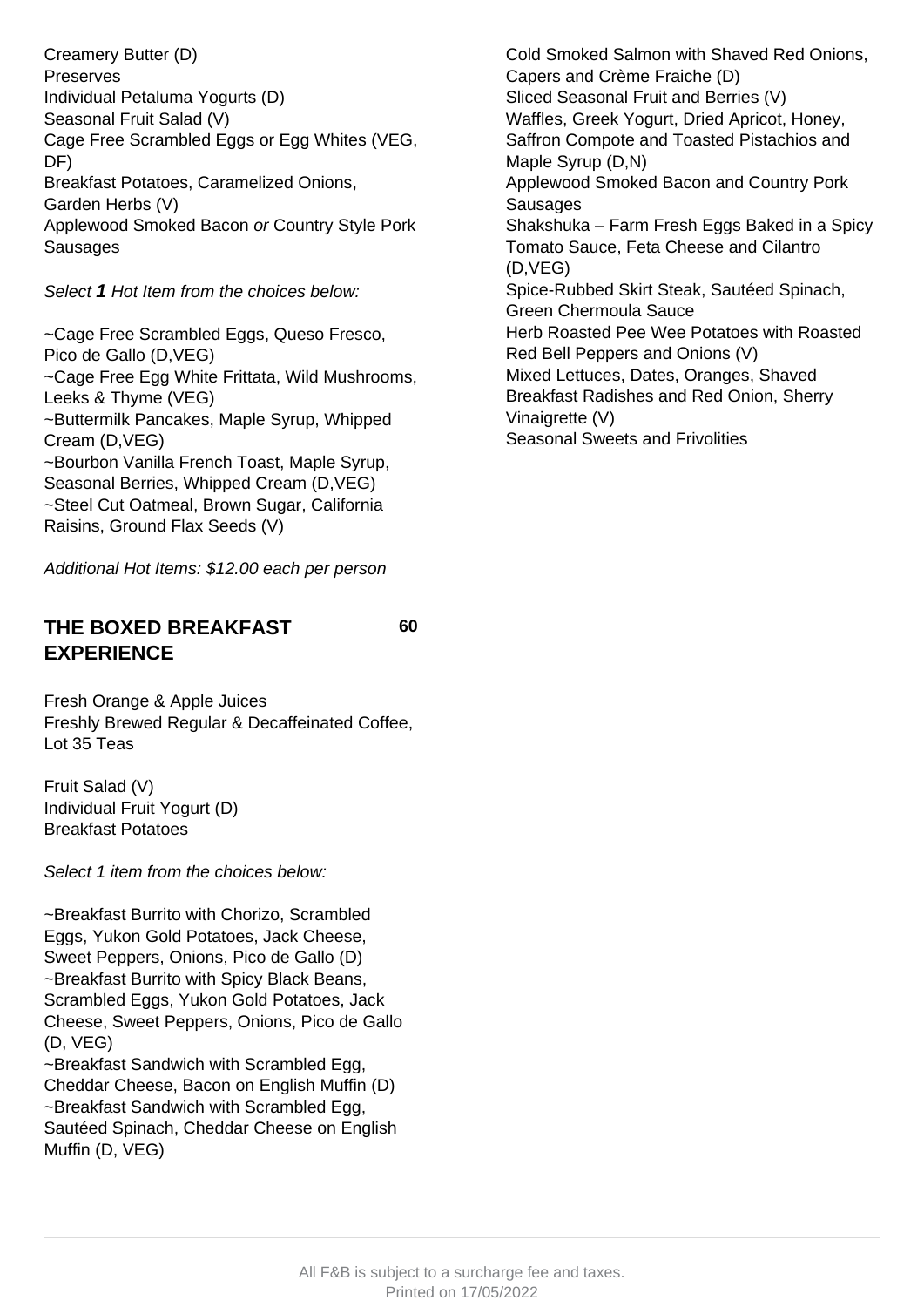Creamery Butter (D)
Preserves
Individual Petaluma Yogurts (D)
Seasonal Fruit Salad (V)
Cage Free Scrambled Eggs or Egg Whites (VEG, DF)
Breakfast Potatoes, Caramelized Onions, Garden Herbs (V)
Applewood Smoked Bacon *or* Country Style Pork Sausages

*Select **1** Hot Item from the choices below:*

~Cage Free Scrambled Eggs, Queso Fresco, Pico de Gallo (D,VEG)
~Cage Free Egg White Frittata, Wild Mushrooms, Leeks & Thyme (VEG)
~Buttermilk Pancakes, Maple Syrup, Whipped Cream (D,VEG)
~Bourbon Vanilla French Toast, Maple Syrup, Seasonal Berries, Whipped Cream (D,VEG)
~Steel Cut Oatmeal, Brown Sugar, California Raisins, Ground Flax Seeds (V)

*Additional Hot Items: $12.00 each per person*

## THE BOXED BREAKFAST EXPERIENCE — 60

Fresh Orange & Apple Juices
Freshly Brewed Regular & Decaffeinated Coffee, Lot 35 Teas

Fruit Salad (V)
Individual Fruit Yogurt (D)
Breakfast Potatoes

*Select 1 item from the choices below:*

~Breakfast Burrito with Chorizo, Scrambled Eggs, Yukon Gold Potatoes, Jack Cheese, Sweet Peppers, Onions, Pico de Gallo (D)
~Breakfast Burrito with Spicy Black Beans, Scrambled Eggs, Yukon Gold Potatoes, Jack Cheese, Sweet Peppers, Onions, Pico de Gallo (D, VEG)
~Breakfast Sandwich with Scrambled Egg, Cheddar Cheese, Bacon on English Muffin (D)
~Breakfast Sandwich with Scrambled Egg, Sautéed Spinach, Cheddar Cheese on English Muffin (D, VEG)

Cold Smoked Salmon with Shaved Red Onions, Capers and Crème Fraiche (D)
Sliced Seasonal Fruit and Berries (V)
Waffles, Greek Yogurt, Dried Apricot, Honey, Saffron Compote and Toasted Pistachios and Maple Syrup (D,N)
Applewood Smoked Bacon and Country Pork Sausages
Shakshuka – Farm Fresh Eggs Baked in a Spicy Tomato Sauce, Feta Cheese and Cilantro (D,VEG)
Spice-Rubbed Skirt Steak, Sautéed Spinach, Green Chermoula Sauce
Herb Roasted Pee Wee Potatoes with Roasted Red Bell Peppers and Onions (V)
Mixed Lettuces, Dates, Oranges, Shaved Breakfast Radishes and Red Onion, Sherry Vinaigrette (V)
Seasonal Sweets and Frivolities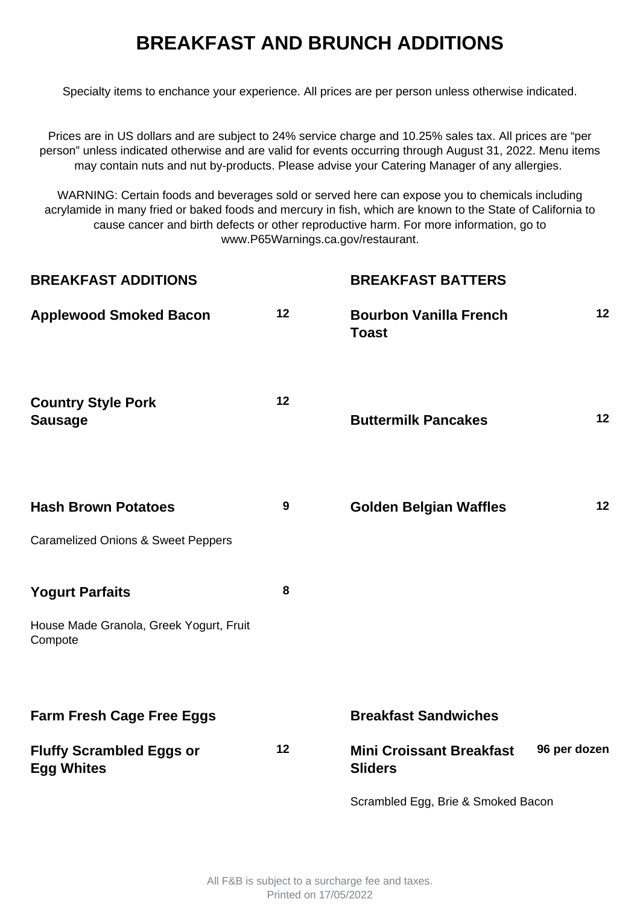# BREAKFAST AND BRUNCH ADDITIONS

Specialty items to enchance your experience. All prices are per person unless otherwise indicated.

Prices are in US dollars and are subject to 24% service charge and 10.25% sales tax. All prices are "per person" unless indicated otherwise and are valid for events occurring through August 31, 2022. Menu items may contain nuts and nut by-products. Please advise your Catering Manager of any allergies.

WARNING: Certain foods and beverages sold or served here can expose you to chemicals including acrylamide in many fried or baked foods and mercury in fish, which are known to the State of California to cause cancer and birth defects or other reproductive harm. For more information, go to www.P65Warnings.ca.gov/restaurant.

## BREAKFAST ADDITIONS

**Applewood Smoked Bacon** — **12**

**Country Style Pork Sausage** — **12**

**Hash Brown Potatoes** — **9**

Caramelized Onions & Sweet Peppers

**Yogurt Parfaits** — **8**

House Made Granola, Greek Yogurt, Fruit Compote

## BREAKFAST BATTERS

**Bourbon Vanilla French Toast** — **12**

**Buttermilk Pancakes** — **12**

**Golden Belgian Waffles** — **12**

## Farm Fresh Cage Free Eggs

**Fluffy Scrambled Eggs or Egg Whites** — **12**

## Breakfast Sandwiches

**Mini Croissant Breakfast Sliders** — **96 per dozen**

Scrambled Egg, Brie & Smoked Bacon

All F&B is subject to a surcharge fee and taxes.
Printed on 17/05/2022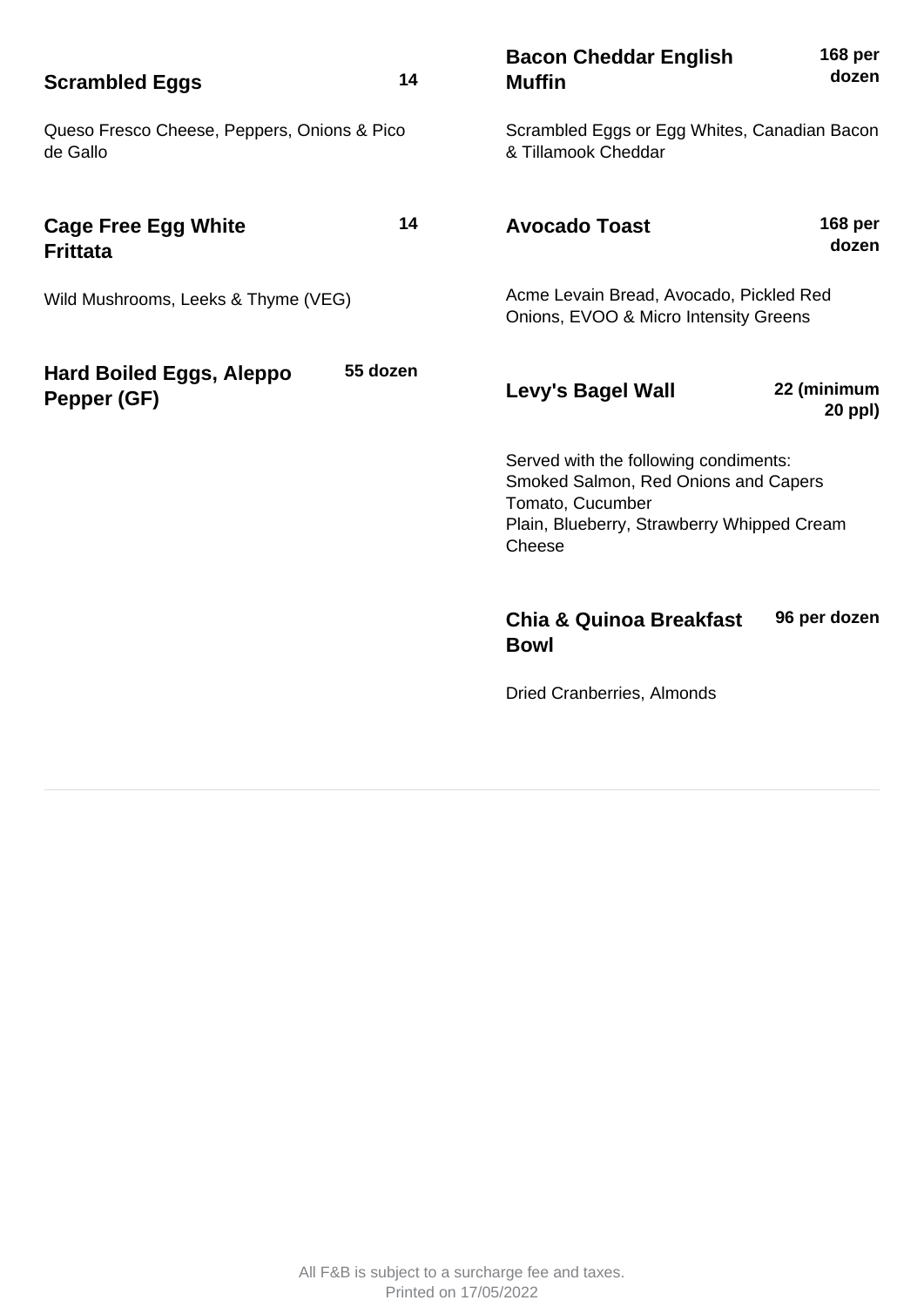**Scrambled Eggs** 14

Queso Fresco Cheese, Peppers, Onions & Pico de Gallo

**Cage Free Egg White Frittata** 14

Wild Mushrooms, Leeks & Thyme (VEG)

**Hard Boiled Eggs, Aleppo Pepper (GF)** 55 dozen

**Bacon Cheddar English Muffin** 168 per dozen

Scrambled Eggs or Egg Whites, Canadian Bacon & Tillamook Cheddar

**Avocado Toast** 168 per dozen

Acme Levain Bread, Avocado, Pickled Red Onions, EVOO & Micro Intensity Greens

**Levy's Bagel Wall** 22 (minimum 20 ppl)

Served with the following condiments:
Smoked Salmon, Red Onions and Capers
Tomato, Cucumber
Plain, Blueberry, Strawberry Whipped Cream Cheese

**Chia & Quinoa Breakfast Bowl** 96 per dozen

Dried Cranberries, Almonds

All F&B is subject to a surcharge fee and taxes.
Printed on 17/05/2022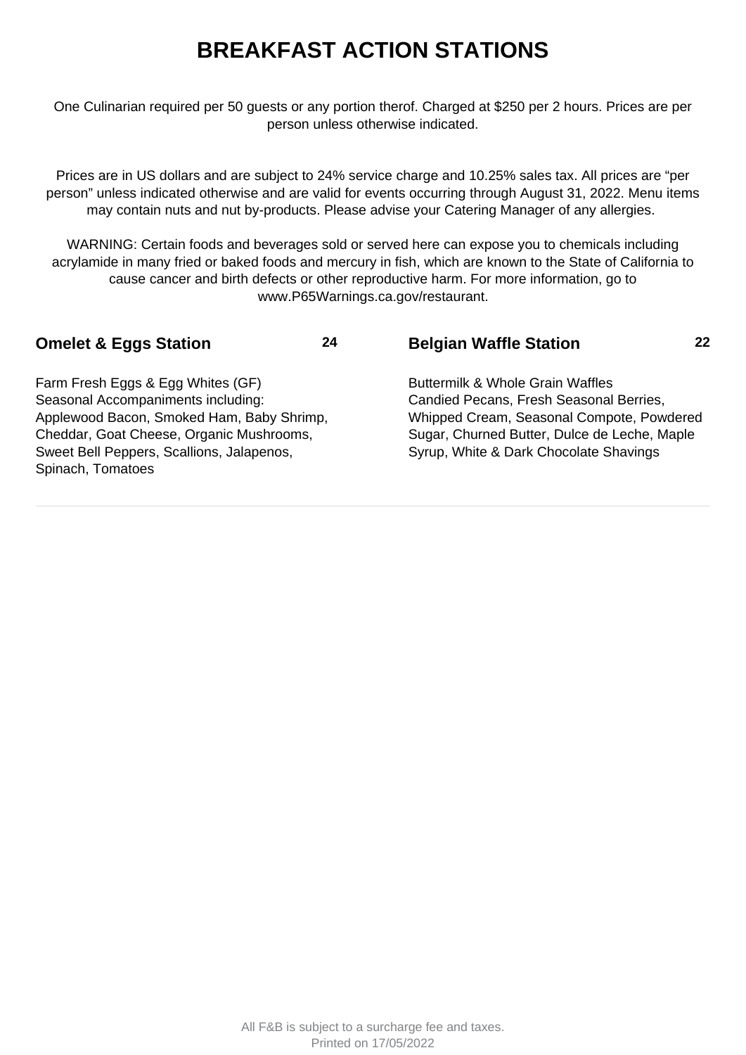# BREAKFAST ACTION STATIONS

One Culinarian required per 50 guests or any portion therof. Charged at $250 per 2 hours. Prices are per person unless otherwise indicated.

Prices are in US dollars and are subject to 24% service charge and 10.25% sales tax. All prices are "per person" unless indicated otherwise and are valid for events occurring through August 31, 2022. Menu items may contain nuts and nut by-products. Please advise your Catering Manager of any allergies.

WARNING: Certain foods and beverages sold or served here can expose you to chemicals including acrylamide in many fried or baked foods and mercury in fish, which are known to the State of California to cause cancer and birth defects or other reproductive harm. For more information, go to www.P65Warnings.ca.gov/restaurant.

## Omelet & Eggs Station — 24

Farm Fresh Eggs & Egg Whites (GF)
Seasonal Accompaniments including:
Applewood Bacon, Smoked Ham, Baby Shrimp, Cheddar, Goat Cheese, Organic Mushrooms, Sweet Bell Peppers, Scallions, Jalapenos, Spinach, Tomatoes

## Belgian Waffle Station — 22

Buttermilk & Whole Grain Waffles
Candied Pecans, Fresh Seasonal Berries, Whipped Cream, Seasonal Compote, Powdered Sugar, Churned Butter, Dulce de Leche, Maple Syrup, White & Dark Chocolate Shavings

All F&B is subject to a surcharge fee and taxes.
Printed on 17/05/2022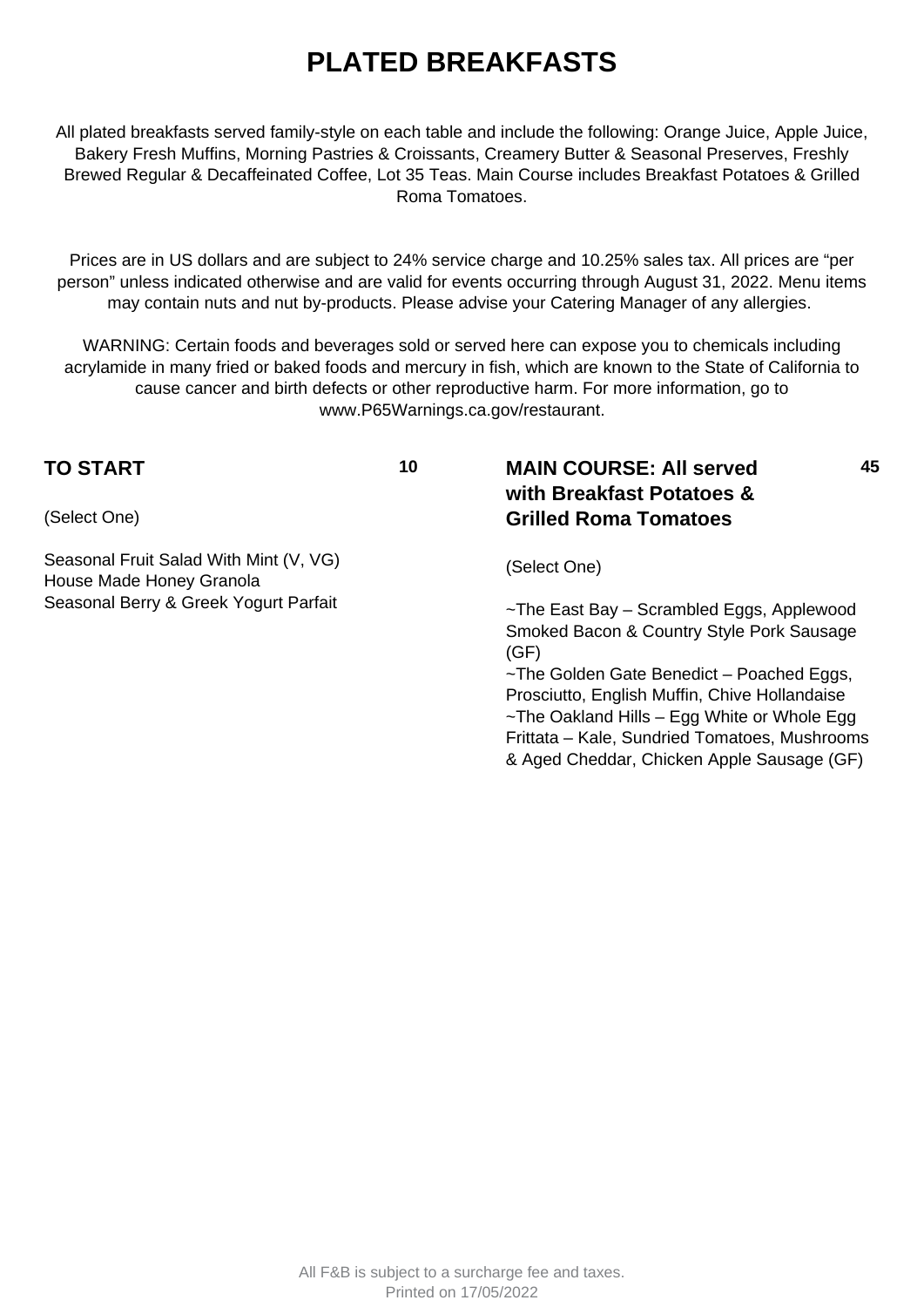# PLATED BREAKFASTS

All plated breakfasts served family-style on each table and include the following: Orange Juice, Apple Juice, Bakery Fresh Muffins, Morning Pastries & Croissants, Creamery Butter & Seasonal Preserves, Freshly Brewed Regular & Decaffeinated Coffee, Lot 35 Teas. Main Course includes Breakfast Potatoes & Grilled Roma Tomatoes.

Prices are in US dollars and are subject to 24% service charge and 10.25% sales tax. All prices are "per person" unless indicated otherwise and are valid for events occurring through August 31, 2022. Menu items may contain nuts and nut by-products. Please advise your Catering Manager of any allergies.

WARNING: Certain foods and beverages sold or served here can expose you to chemicals including acrylamide in many fried or baked foods and mercury in fish, which are known to the State of California to cause cancer and birth defects or other reproductive harm. For more information, go to www.P65Warnings.ca.gov/restaurant.

## TO START — 10

(Select One)

Seasonal Fruit Salad With Mint (V, VG)
House Made Honey Granola
Seasonal Berry & Greek Yogurt Parfait

## MAIN COURSE: All served with Breakfast Potatoes & Grilled Roma Tomatoes — 45

(Select One)

~The East Bay – Scrambled Eggs, Applewood Smoked Bacon & Country Style Pork Sausage (GF)
~The Golden Gate Benedict – Poached Eggs, Prosciutto, English Muffin, Chive Hollandaise
~The Oakland Hills – Egg White or Whole Egg Frittata – Kale, Sundried Tomatoes, Mushrooms & Aged Cheddar, Chicken Apple Sausage (GF)

All F&B is subject to a surcharge fee and taxes.
Printed on 17/05/2022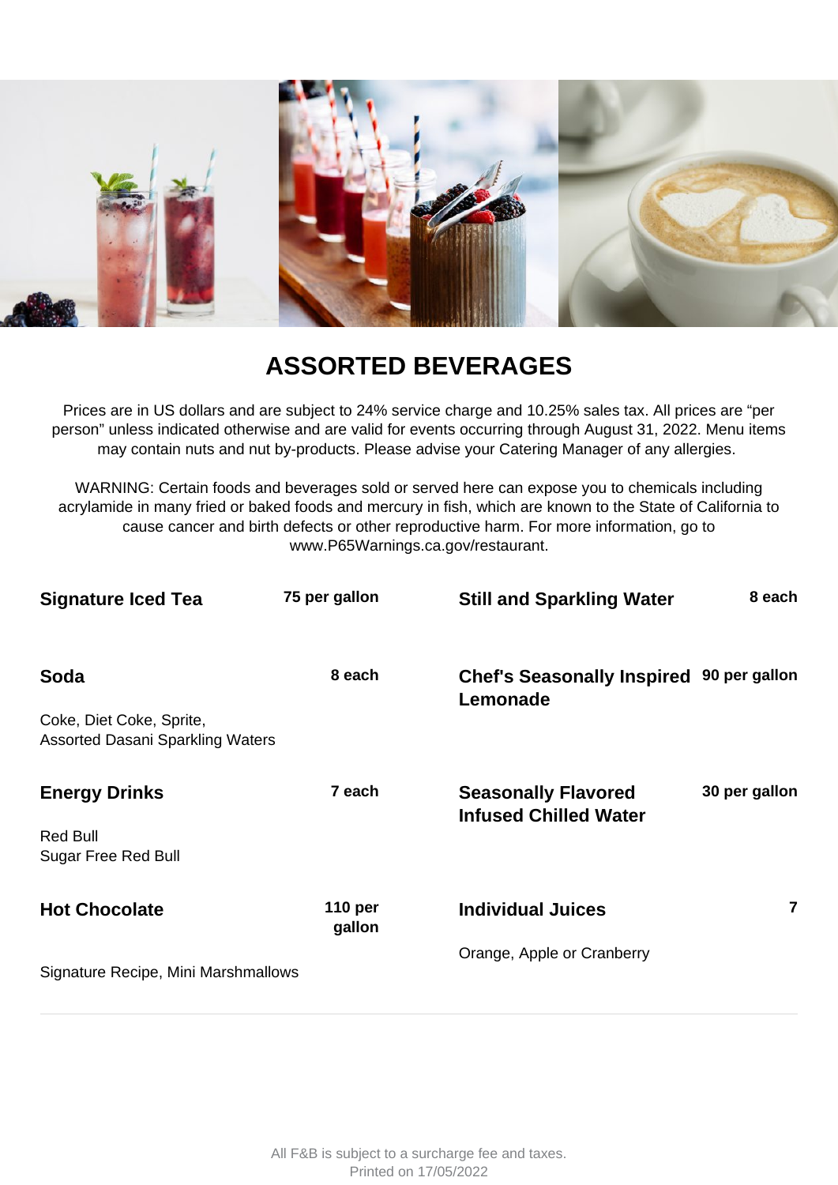# ASSORTED BEVERAGES

Prices are in US dollars and are subject to 24% service charge and 10.25% sales tax. All prices are "per person" unless indicated otherwise and are valid for events occurring through August 31, 2022. Menu items may contain nuts and nut by-products. Please advise your Catering Manager of any allergies.

WARNING: Certain foods and beverages sold or served here can expose you to chemicals including acrylamide in many fried or baked foods and mercury in fish, which are known to the State of California to cause cancer and birth defects or other reproductive harm. For more information, go to www.P65Warnings.ca.gov/restaurant.

**Signature Iced Tea** — **75 per gallon**

**Soda** — **8 each**

Coke, Diet Coke, Sprite,
Assorted Dasani Sparkling Waters

**Energy Drinks** — **7 each**

Red Bull
Sugar Free Red Bull

**Hot Chocolate** — **110 per gallon**

Signature Recipe, Mini Marshmallows

**Still and Sparkling Water** — **8 each**

**Chef's Seasonally Inspired Lemonade** — **90 per gallon**

**Seasonally Flavored Infused Chilled Water** — **30 per gallon**

**Individual Juices** — **7**

Orange, Apple or Cranberry

All F&B is subject to a surcharge fee and taxes.
Printed on 17/05/2022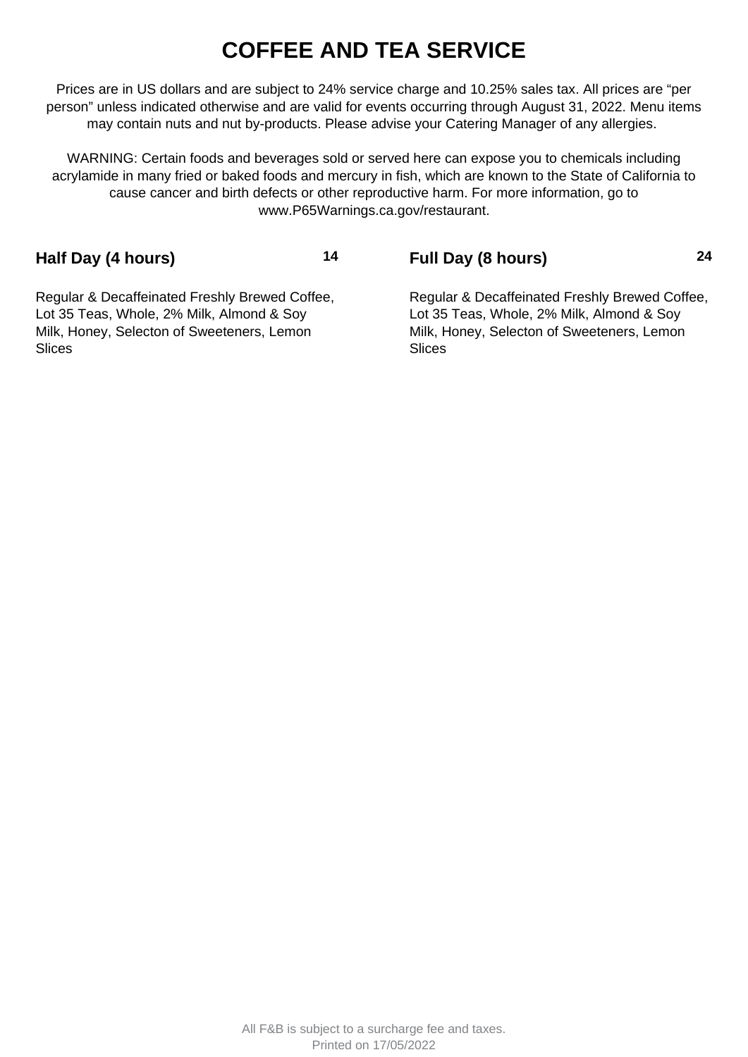# COFFEE AND TEA SERVICE

Prices are in US dollars and are subject to 24% service charge and 10.25% sales tax. All prices are “per person” unless indicated otherwise and are valid for events occurring through August 31, 2022. Menu items may contain nuts and nut by-products. Please advise your Catering Manager of any allergies.

WARNING: Certain foods and beverages sold or served here can expose you to chemicals including acrylamide in many fried or baked foods and mercury in fish, which are known to the State of California to cause cancer and birth defects or other reproductive harm. For more information, go to www.P65Warnings.ca.gov/restaurant.

## Half Day (4 hours) — 14

Regular & Decaffeinated Freshly Brewed Coffee, Lot 35 Teas, Whole, 2% Milk, Almond & Soy Milk, Honey, Selecton of Sweeteners, Lemon Slices

## Full Day (8 hours) — 24

Regular & Decaffeinated Freshly Brewed Coffee, Lot 35 Teas, Whole, 2% Milk, Almond & Soy Milk, Honey, Selecton of Sweeteners, Lemon Slices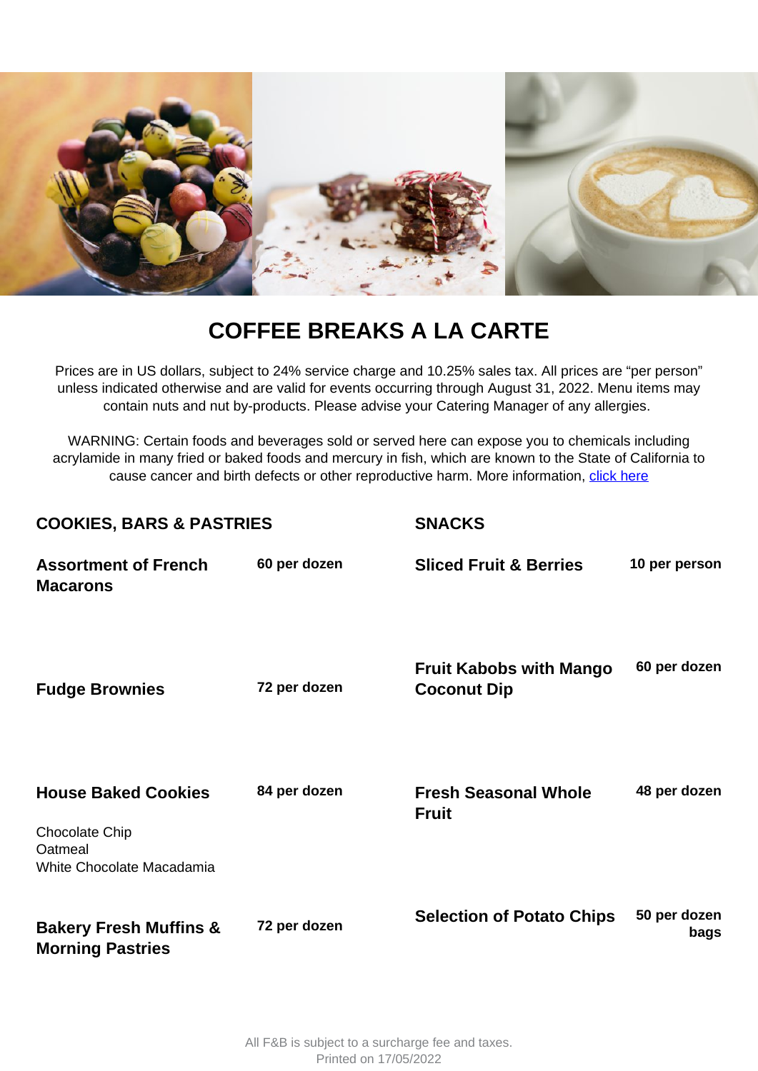# COFFEE BREAKS A LA CARTE

Prices are in US dollars, subject to 24% service charge and 10.25% sales tax. All prices are "per person" unless indicated otherwise and are valid for events occurring through August 31, 2022. Menu items may contain nuts and nut by-products. Please advise your Catering Manager of any allergies.

WARNING: Certain foods and beverages sold or served here can expose you to chemicals including acrylamide in many fried or baked foods and mercury in fish, which are known to the State of California to cause cancer and birth defects or other reproductive harm. More information, click here

## COOKIES, BARS & PASTRIES

**Assortment of French Macarons** — 60 per dozen

**Fudge Brownies** — 72 per dozen

**House Baked Cookies** — 84 per dozen

Chocolate Chip
Oatmeal
White Chocolate Macadamia

**Bakery Fresh Muffins & Morning Pastries** — 72 per dozen

## SNACKS

**Sliced Fruit & Berries** — 10 per person

**Fruit Kabobs with Mango Coconut Dip** — 60 per dozen

**Fresh Seasonal Whole Fruit** — 48 per dozen

**Selection of Potato Chips** — 50 per dozen bags

All F&B is subject to a surcharge fee and taxes.
Printed on 17/05/2022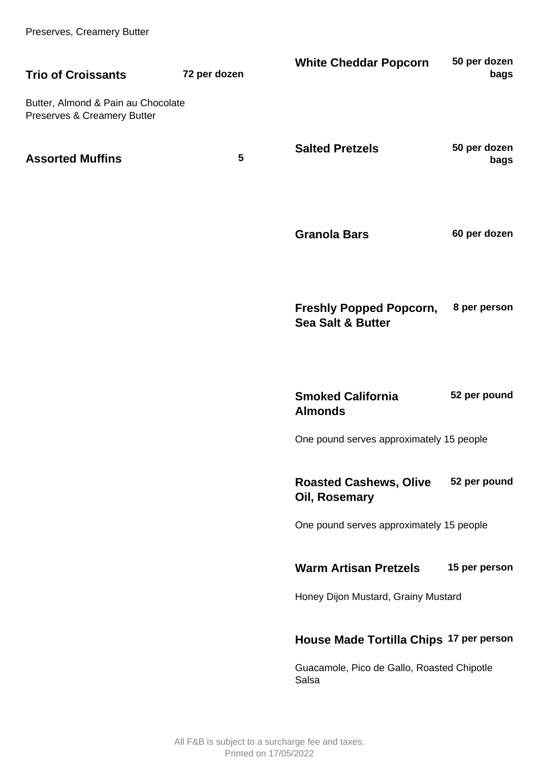Preserves, Creamery Butter

### Trio of Croissants

72 per dozen

Butter, Almond & Pain au Chocolate
Preserves & Creamery Butter

### Assorted Muffins

5

### White Cheddar Popcorn

50 per dozen bags

### Salted Pretzels

50 per dozen bags

### Granola Bars

60 per dozen

### Freshly Popped Popcorn, Sea Salt & Butter

8 per person

### Smoked California Almonds

52 per pound

One pound serves approximately 15 people

### Roasted Cashews, Olive Oil, Rosemary

52 per pound

One pound serves approximately 15 people

### Warm Artisan Pretzels

15 per person

Honey Dijon Mustard, Grainy Mustard

### House Made Tortilla Chips

17 per person

Guacamole, Pico de Gallo, Roasted Chipotle Salsa

All F&B is subject to a surcharge fee and taxes.
Printed on 17/05/2022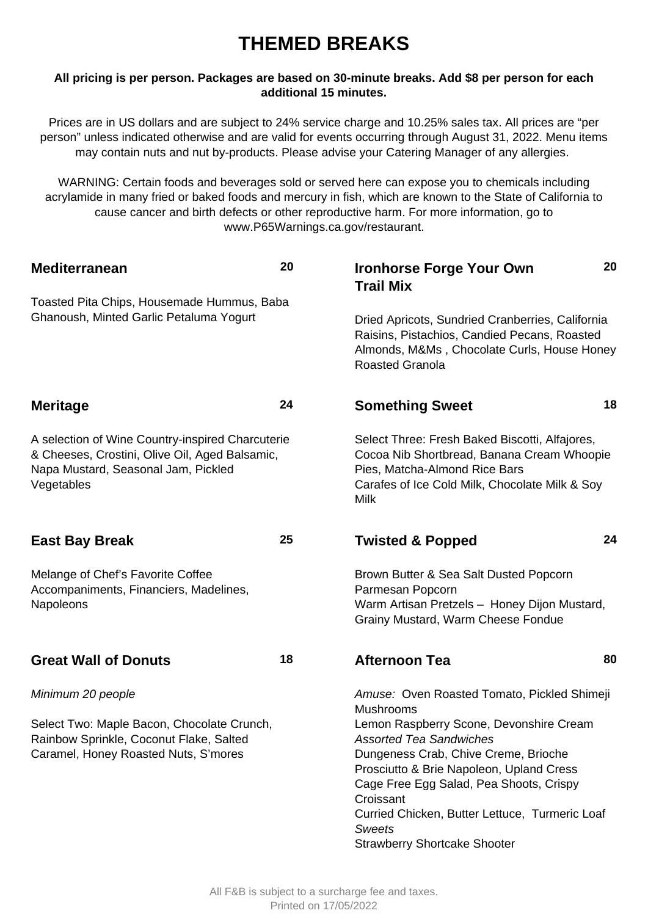# THEMED BREAKS

**All pricing is per person. Packages are based on 30-minute breaks. Add $8 per person for each additional 15 minutes.**

Prices are in US dollars and are subject to 24% service charge and 10.25% sales tax. All prices are "per person" unless indicated otherwise and are valid for events occurring through August 31, 2022. Menu items may contain nuts and nut by-products. Please advise your Catering Manager of any allergies.

WARNING: Certain foods and beverages sold or served here can expose you to chemicals including acrylamide in many fried or baked foods and mercury in fish, which are known to the State of California to cause cancer and birth defects or other reproductive harm. For more information, go to www.P65Warnings.ca.gov/restaurant.

### Mediterranean — 20

Toasted Pita Chips, Housemade Hummus, Baba Ghanoush, Minted Garlic Petaluma Yogurt

### Meritage — 24

A selection of Wine Country-inspired Charcuterie & Cheeses, Crostini, Olive Oil, Aged Balsamic, Napa Mustard, Seasonal Jam, Pickled Vegetables

### East Bay Break — 25

Melange of Chef's Favorite Coffee Accompaniments, Financiers, Madelines, Napoleons

### Great Wall of Donuts — 18

*Minimum 20 people*

Select Two: Maple Bacon, Chocolate Crunch, Rainbow Sprinkle, Coconut Flake, Salted Caramel, Honey Roasted Nuts, S'mores

### Ironhorse Forge Your Own Trail Mix — 20

Dried Apricots, Sundried Cranberries, California Raisins, Pistachios, Candied Pecans, Roasted Almonds, M&Ms , Chocolate Curls, House Honey Roasted Granola

### Something Sweet — 18

Select Three: Fresh Baked Biscotti, Alfajores, Cocoa Nib Shortbread, Banana Cream Whoopie Pies, Matcha-Almond Rice Bars
Carafes of Ice Cold Milk, Chocolate Milk & Soy Milk

### Twisted & Popped — 24

Brown Butter & Sea Salt Dusted Popcorn
Parmesan Popcorn
Warm Artisan Pretzels – Honey Dijon Mustard, Grainy Mustard, Warm Cheese Fondue

### Afternoon Tea — 80

*Amuse:* Oven Roasted Tomato, Pickled Shimeji Mushrooms
Lemon Raspberry Scone, Devonshire Cream
*Assorted Tea Sandwiches*
Dungeness Crab, Chive Creme, Brioche
Prosciutto & Brie Napoleon, Upland Cress
Cage Free Egg Salad, Pea Shoots, Crispy Croissant
Curried Chicken, Butter Lettuce, Turmeric Loaf
*Sweets*
Strawberry Shortcake Shooter

All F&B is subject to a surcharge fee and taxes.
Printed on 17/05/2022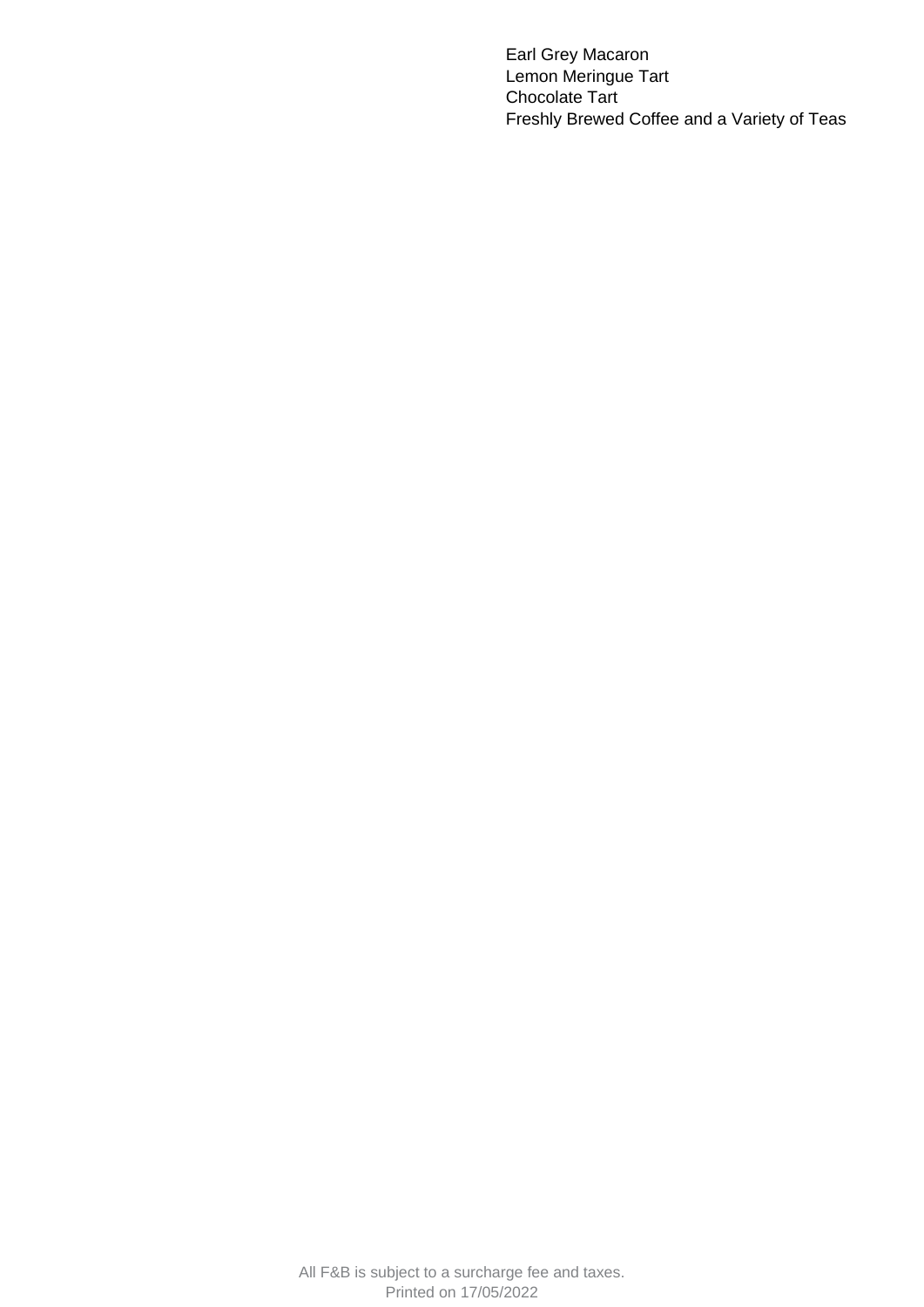Earl Grey Macaron
Lemon Meringue Tart
Chocolate Tart
Freshly Brewed Coffee and a Variety of Teas

All F&B is subject to a surcharge fee and taxes.
Printed on 17/05/2022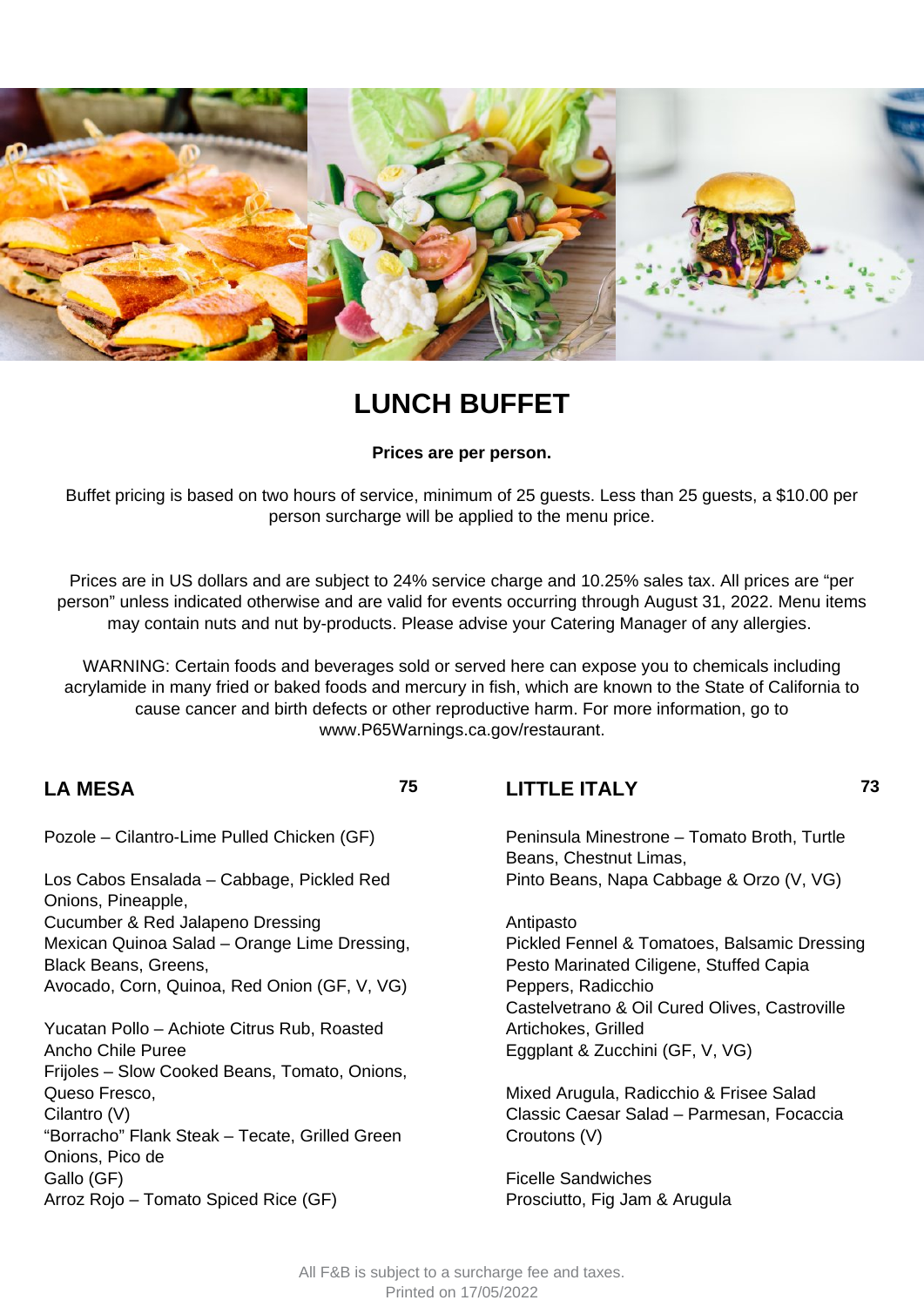# LUNCH BUFFET

**Prices are per person.**

Buffet pricing is based on two hours of service, minimum of 25 guests. Less than 25 guests, a $10.00 per person surcharge will be applied to the menu price.

Prices are in US dollars and are subject to 24% service charge and 10.25% sales tax. All prices are "per person" unless indicated otherwise and are valid for events occurring through August 31, 2022. Menu items may contain nuts and nut by-products. Please advise your Catering Manager of any allergies.

WARNING: Certain foods and beverages sold or served here can expose you to chemicals including acrylamide in many fried or baked foods and mercury in fish, which are known to the State of California to cause cancer and birth defects or other reproductive harm. For more information, go to www.P65Warnings.ca.gov/restaurant.

## LA MESA — 75

Pozole – Cilantro-Lime Pulled Chicken (GF)

Los Cabos Ensalada – Cabbage, Pickled Red Onions, Pineapple,
Cucumber & Red Jalapeno Dressing
Mexican Quinoa Salad – Orange Lime Dressing, Black Beans, Greens,
Avocado, Corn, Quinoa, Red Onion (GF, V, VG)

Yucatan Pollo – Achiote Citrus Rub, Roasted Ancho Chile Puree
Frijoles – Slow Cooked Beans, Tomato, Onions, Queso Fresco,
Cilantro (V)
"Borracho" Flank Steak – Tecate, Grilled Green Onions, Pico de
Gallo (GF)
Arroz Rojo – Tomato Spiced Rice (GF)

## LITTLE ITALY — 73

Peninsula Minestrone – Tomato Broth, Turtle Beans, Chestnut Limas,
Pinto Beans, Napa Cabbage & Orzo (V, VG)

Antipasto
Pickled Fennel & Tomatoes, Balsamic Dressing
Pesto Marinated Ciligene, Stuffed Capia Peppers, Radicchio
Castelvetrano & Oil Cured Olives, Castroville Artichokes, Grilled
Eggplant & Zucchini (GF, V, VG)

Mixed Arugula, Radicchio & Frisee Salad
Classic Caesar Salad – Parmesan, Focaccia Croutons (V)

Ficelle Sandwiches
Prosciutto, Fig Jam & Arugula

All F&B is subject to a surcharge fee and taxes.
Printed on 17/05/2022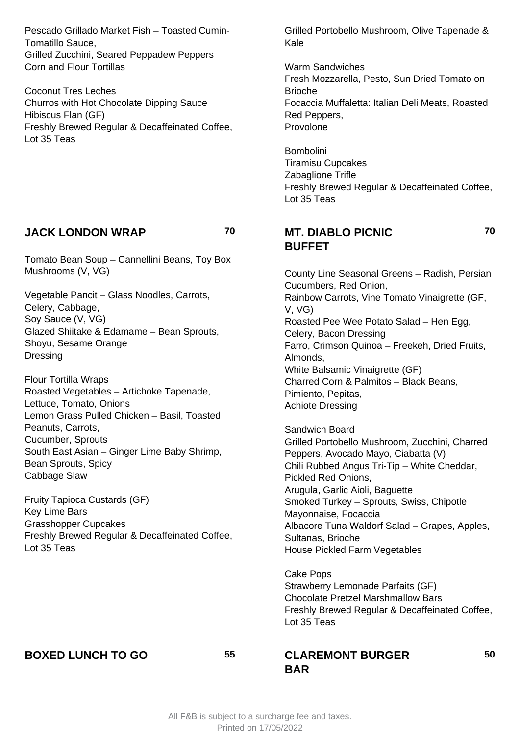Pescado Grillado Market Fish – Toasted Cumin-Tomatillo Sauce,
Grilled Zucchini, Seared Peppadew Peppers
Corn and Flour Tortillas

Coconut Tres Leches
Churros with Hot Chocolate Dipping Sauce
Hibiscus Flan (GF)
Freshly Brewed Regular & Decaffeinated Coffee, Lot 35 Teas

Grilled Portobello Mushroom, Olive Tapenade & Kale

Warm Sandwiches
Fresh Mozzarella, Pesto, Sun Dried Tomato on Brioche
Focaccia Muffaletta: Italian Deli Meats, Roasted Red Peppers,
Provolone

Bombolini
Tiramisu Cupcakes
Zabaglione Trifle
Freshly Brewed Regular & Decaffeinated Coffee, Lot 35 Teas

## JACK LONDON WRAP 70

Tomato Bean Soup – Cannellini Beans, Toy Box Mushrooms (V, VG)

Vegetable Pancit – Glass Noodles, Carrots, Celery, Cabbage,
Soy Sauce (V, VG)
Glazed Shiitake & Edamame – Bean Sprouts, Shoyu, Sesame Orange
Dressing

Flour Tortilla Wraps
Roasted Vegetables – Artichoke Tapenade, Lettuce, Tomato, Onions
Lemon Grass Pulled Chicken – Basil, Toasted Peanuts, Carrots,
Cucumber, Sprouts
South East Asian – Ginger Lime Baby Shrimp, Bean Sprouts, Spicy
Cabbage Slaw

Fruity Tapioca Custards (GF)
Key Lime Bars
Grasshopper Cupcakes
Freshly Brewed Regular & Decaffeinated Coffee, Lot 35 Teas

## MT. DIABLO PICNIC BUFFET 70

County Line Seasonal Greens – Radish, Persian Cucumbers, Red Onion,
Rainbow Carrots, Vine Tomato Vinaigrette (GF, V, VG)
Roasted Pee Wee Potato Salad – Hen Egg, Celery, Bacon Dressing
Farro, Crimson Quinoa – Freekeh, Dried Fruits, Almonds,
White Balsamic Vinaigrette (GF)
Charred Corn & Palmitos – Black Beans, Pimiento, Pepitas,
Achiote Dressing

Sandwich Board
Grilled Portobello Mushroom, Zucchini, Charred Peppers, Avocado Mayo, Ciabatta (V)
Chili Rubbed Angus Tri-Tip – White Cheddar, Pickled Red Onions,
Arugula, Garlic Aioli, Baguette
Smoked Turkey – Sprouts, Swiss, Chipotle Mayonnaise, Focaccia
Albacore Tuna Waldorf Salad – Grapes, Apples, Sultanas, Brioche
House Pickled Farm Vegetables

Cake Pops
Strawberry Lemonade Parfaits (GF)
Chocolate Pretzel Marshmallow Bars
Freshly Brewed Regular & Decaffeinated Coffee, Lot 35 Teas

## BOXED LUNCH TO GO 55

## CLAREMONT BURGER BAR 50

All F&B is subject to a surcharge fee and taxes.
Printed on 17/05/2022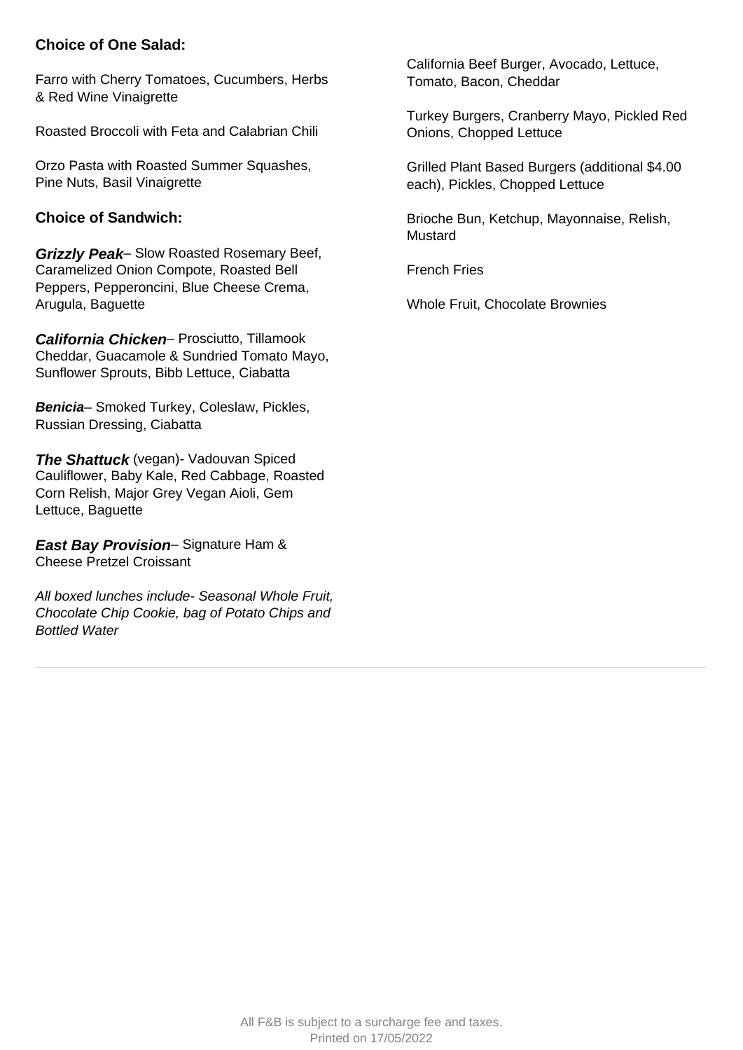**Choice of One Salad:**

Farro with Cherry Tomatoes, Cucumbers, Herbs & Red Wine Vinaigrette

Roasted Broccoli with Feta and Calabrian Chili

Orzo Pasta with Roasted Summer Squashes, Pine Nuts, Basil Vinaigrette

**Choice of Sandwich:**

***Grizzly Peak***– Slow Roasted Rosemary Beef, Caramelized Onion Compote, Roasted Bell Peppers, Pepperoncini, Blue Cheese Crema, Arugula, Baguette

***California Chicken***– Prosciutto, Tillamook Cheddar, Guacamole & Sundried Tomato Mayo, Sunflower Sprouts, Bibb Lettuce, Ciabatta

***Benicia***– Smoked Turkey, Coleslaw, Pickles, Russian Dressing, Ciabatta

***The Shattuck*** (vegan)- Vadouvan Spiced Cauliflower, Baby Kale, Red Cabbage, Roasted Corn Relish, Major Grey Vegan Aioli, Gem Lettuce, Baguette

***East Bay Provision***– Signature Ham & Cheese Pretzel Croissant

*All boxed lunches include- Seasonal Whole Fruit, Chocolate Chip Cookie, bag of Potato Chips and Bottled Water*

California Beef Burger, Avocado, Lettuce, Tomato, Bacon, Cheddar

Turkey Burgers, Cranberry Mayo, Pickled Red Onions, Chopped Lettuce

Grilled Plant Based Burgers (additional $4.00 each), Pickles, Chopped Lettuce

Brioche Bun, Ketchup, Mayonnaise, Relish, Mustard

French Fries

Whole Fruit, Chocolate Brownies

All F&B is subject to a surcharge fee and taxes.
Printed on 17/05/2022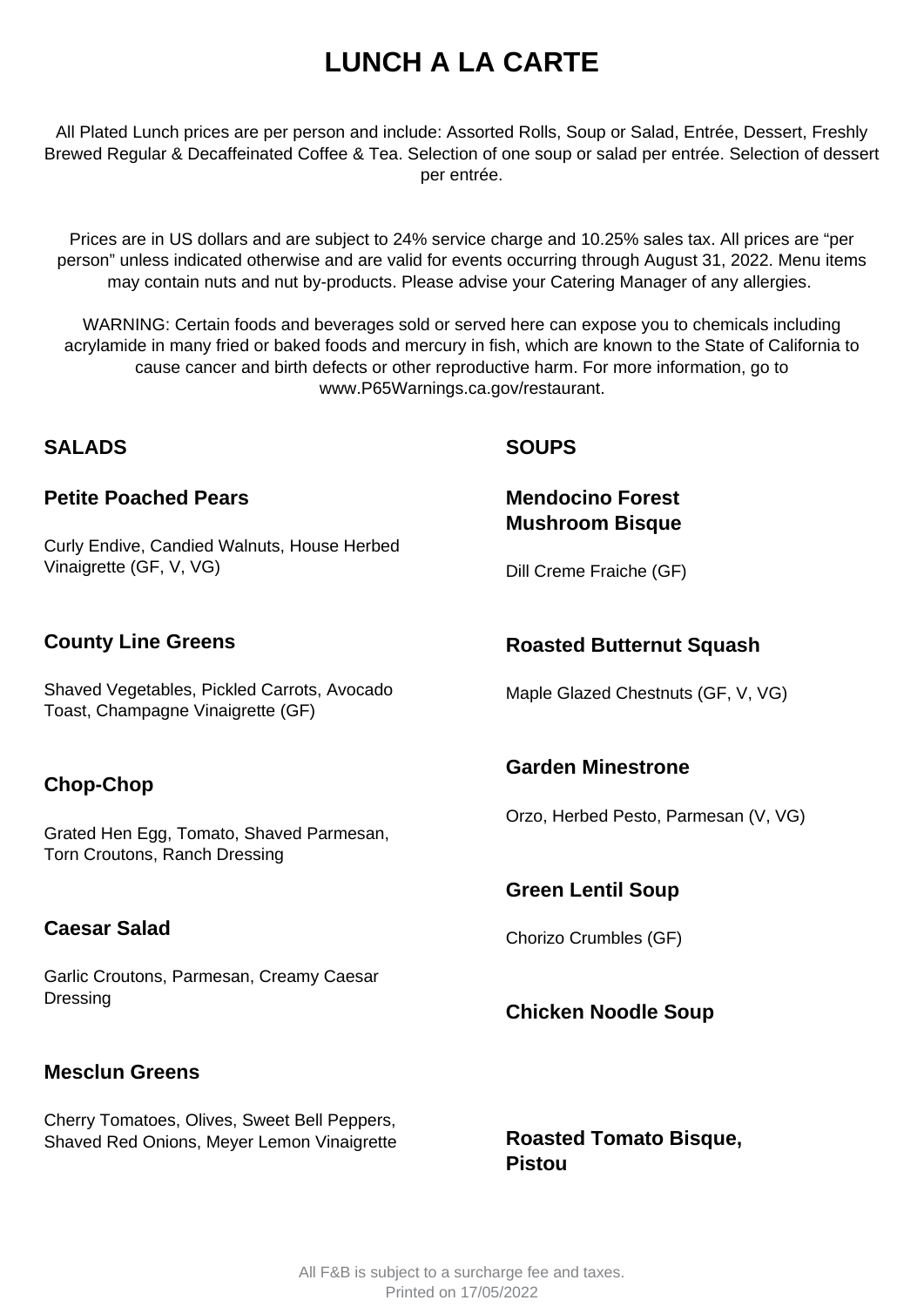# LUNCH A LA CARTE

All Plated Lunch prices are per person and include: Assorted Rolls, Soup or Salad, Entrée, Dessert, Freshly Brewed Regular & Decaffeinated Coffee & Tea. Selection of one soup or salad per entrée. Selection of dessert per entrée.

Prices are in US dollars and are subject to 24% service charge and 10.25% sales tax. All prices are "per person" unless indicated otherwise and are valid for events occurring through August 31, 2022. Menu items may contain nuts and nut by-products. Please advise your Catering Manager of any allergies.

WARNING: Certain foods and beverages sold or served here can expose you to chemicals including acrylamide in many fried or baked foods and mercury in fish, which are known to the State of California to cause cancer and birth defects or other reproductive harm. For more information, go to www.P65Warnings.ca.gov/restaurant.

## SALADS

### Petite Poached Pears

Curly Endive, Candied Walnuts, House Herbed Vinaigrette (GF, V, VG)

### County Line Greens

Shaved Vegetables, Pickled Carrots, Avocado Toast, Champagne Vinaigrette (GF)

### Chop-Chop

Grated Hen Egg, Tomato, Shaved Parmesan, Torn Croutons, Ranch Dressing

### Caesar Salad

Garlic Croutons, Parmesan, Creamy Caesar Dressing

### Mesclun Greens

Cherry Tomatoes, Olives, Sweet Bell Peppers, Shaved Red Onions, Meyer Lemon Vinaigrette

## SOUPS

### Mendocino Forest Mushroom Bisque

Dill Creme Fraiche (GF)

### Roasted Butternut Squash

Maple Glazed Chestnuts (GF, V, VG)

### Garden Minestrone

Orzo, Herbed Pesto, Parmesan (V, VG)

### Green Lentil Soup

Chorizo Crumbles (GF)

### Chicken Noodle Soup

### Roasted Tomato Bisque, Pistou

All F&B is subject to a surcharge fee and taxes.
Printed on 17/05/2022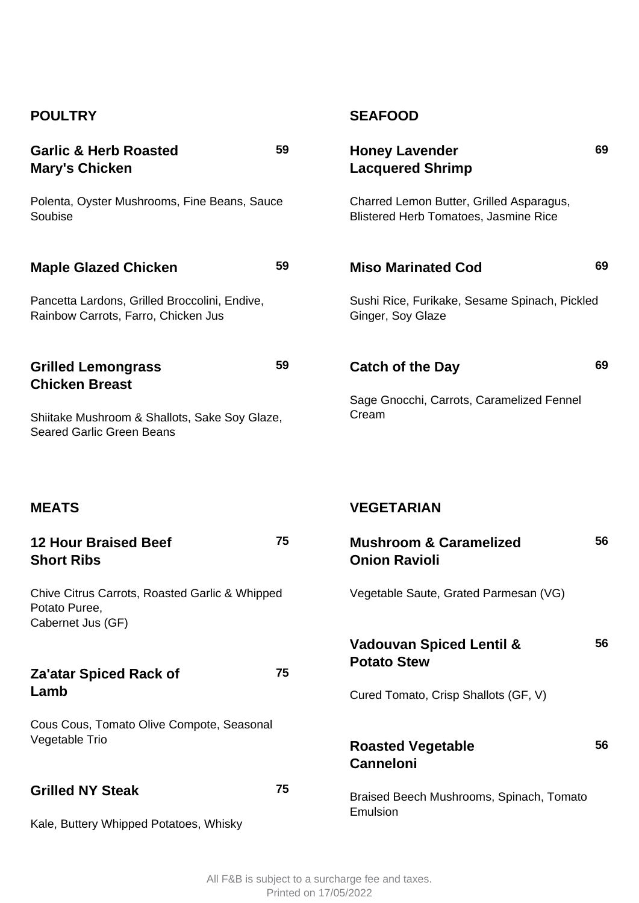## POULTRY

### Garlic & Herb Roasted Mary's Chicken — 59

Polenta, Oyster Mushrooms, Fine Beans, Sauce Soubise

### Maple Glazed Chicken — 59

Pancetta Lardons, Grilled Broccolini, Endive, Rainbow Carrots, Farro, Chicken Jus

### Grilled Lemongrass Chicken Breast — 59

Shiitake Mushroom & Shallots, Sake Soy Glaze, Seared Garlic Green Beans

## SEAFOOD

### Honey Lavender Lacquered Shrimp — 69

Charred Lemon Butter, Grilled Asparagus, Blistered Herb Tomatoes, Jasmine Rice

### Miso Marinated Cod — 69

Sushi Rice, Furikake, Sesame Spinach, Pickled Ginger, Soy Glaze

### Catch of the Day — 69

Sage Gnocchi, Carrots, Caramelized Fennel Cream

## MEATS

### 12 Hour Braised Beef Short Ribs — 75

Chive Citrus Carrots, Roasted Garlic & Whipped Potato Puree,
Cabernet Jus (GF)

### Za'atar Spiced Rack of Lamb — 75

Cous Cous, Tomato Olive Compote, Seasonal Vegetable Trio

### Grilled NY Steak — 75

Kale, Buttery Whipped Potatoes, Whisky

## VEGETARIAN

### Mushroom & Caramelized Onion Ravioli — 56

Vegetable Saute, Grated Parmesan (VG)

### Vadouvan Spiced Lentil & Potato Stew — 56

Cured Tomato, Crisp Shallots (GF, V)

### Roasted Vegetable Canneloni — 56

Braised Beech Mushrooms, Spinach, Tomato Emulsion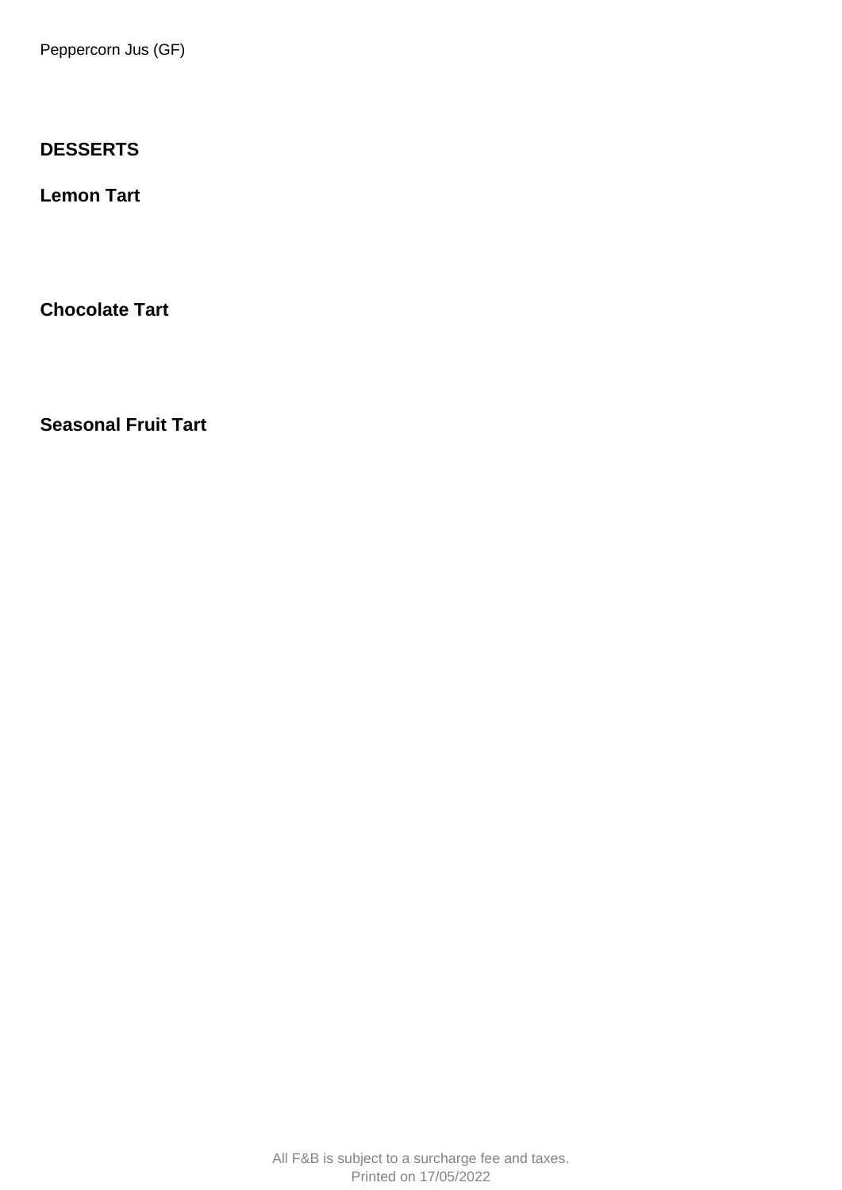Peppercorn Jus (GF)

**DESSERTS**

**Lemon Tart**

**Chocolate Tart**

**Seasonal Fruit Tart**

All F&B is subject to a surcharge fee and taxes.
Printed on 17/05/2022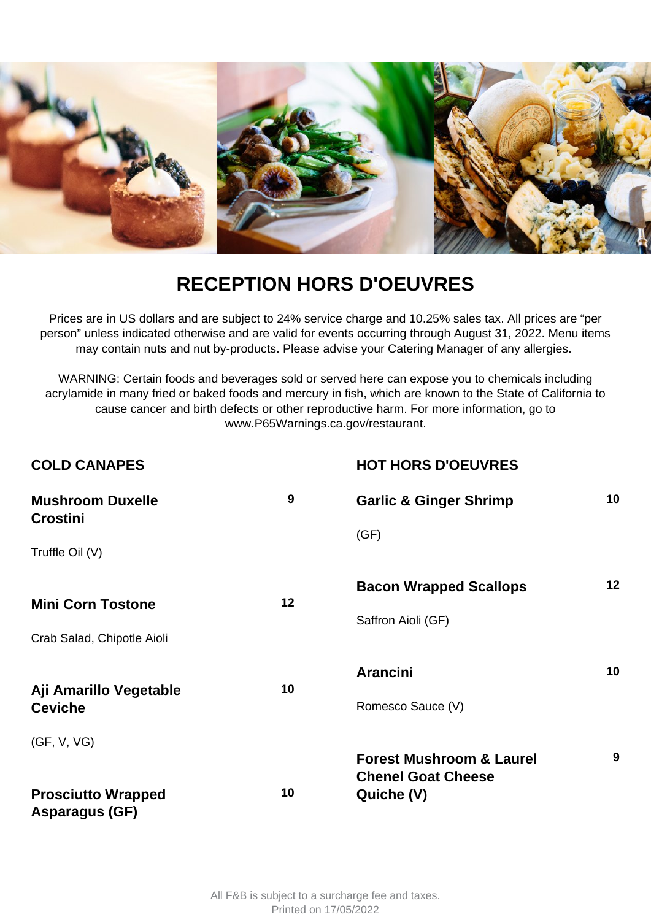# RECEPTION HORS D'OEUVRES

Prices are in US dollars and are subject to 24% service charge and 10.25% sales tax. All prices are "per person" unless indicated otherwise and are valid for events occurring through August 31, 2022. Menu items may contain nuts and nut by-products. Please advise your Catering Manager of any allergies.

WARNING: Certain foods and beverages sold or served here can expose you to chemicals including acrylamide in many fried or baked foods and mercury in fish, which are known to the State of California to cause cancer and birth defects or other reproductive harm. For more information, go to www.P65Warnings.ca.gov/restaurant.

## COLD CANAPES

**Mushroom Duxelle Crostini** — 9

Truffle Oil (V)

**Mini Corn Tostone** — 12

Crab Salad, Chipotle Aioli

**Aji Amarillo Vegetable Ceviche** — 10

(GF, V, VG)

**Prosciutto Wrapped Asparagus (GF)** — 10

## HOT HORS D'OEUVRES

**Garlic & Ginger Shrimp** — 10

(GF)

**Bacon Wrapped Scallops** — 12

Saffron Aioli (GF)

**Arancini** — 10

Romesco Sauce (V)

**Forest Mushroom & Laurel Chenel Goat Cheese Quiche (V)** — 9

All F&B is subject to a surcharge fee and taxes.
Printed on 17/05/2022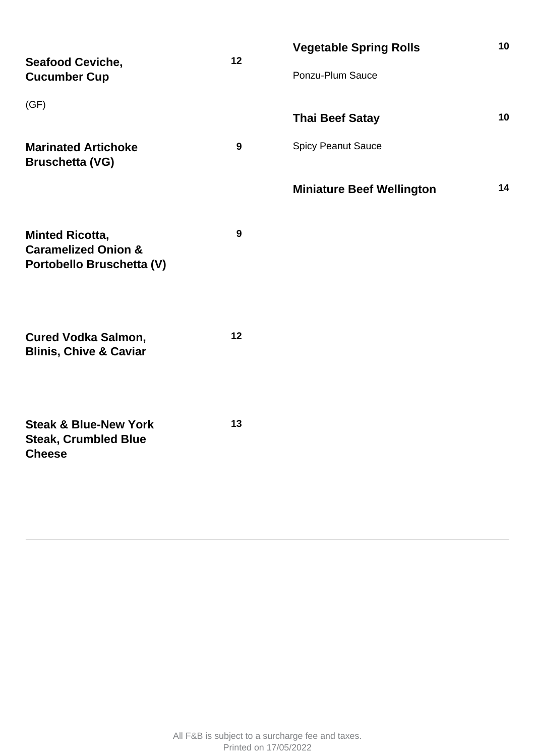**Seafood Ceviche, Cucumber Cup** 12

(GF)

**Marinated Artichoke Bruschetta (VG)** 9

**Minted Ricotta, Caramelized Onion & Portobello Bruschetta (V)** 9

**Cured Vodka Salmon, Blinis, Chive & Caviar** 12

**Steak & Blue-New York Steak, Crumbled Blue Cheese** 13

**Vegetable Spring Rolls** 10

Ponzu-Plum Sauce

**Thai Beef Satay** 10

Spicy Peanut Sauce

**Miniature Beef Wellington** 14

All F&B is subject to a surcharge fee and taxes.
Printed on 17/05/2022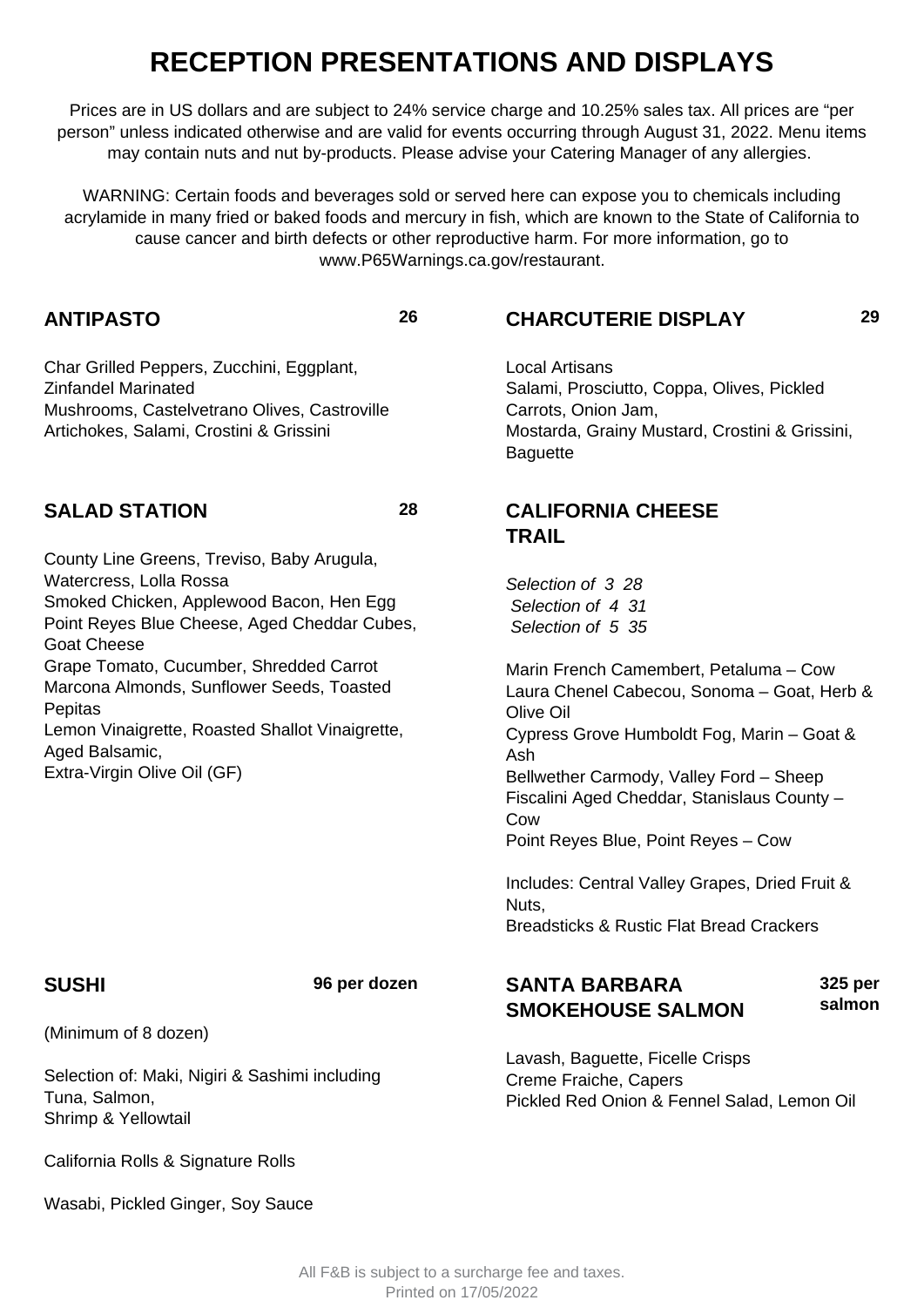# RECEPTION PRESENTATIONS AND DISPLAYS

Prices are in US dollars and are subject to 24% service charge and 10.25% sales tax. All prices are "per person" unless indicated otherwise and are valid for events occurring through August 31, 2022. Menu items may contain nuts and nut by-products. Please advise your Catering Manager of any allergies.

WARNING: Certain foods and beverages sold or served here can expose you to chemicals including acrylamide in many fried or baked foods and mercury in fish, which are known to the State of California to cause cancer and birth defects or other reproductive harm. For more information, go to www.P65Warnings.ca.gov/restaurant.

## ANTIPASTO — 26

Char Grilled Peppers, Zucchini, Eggplant, Zinfandel Marinated
Mushrooms, Castelvetrano Olives, Castroville Artichokes, Salami, Crostini & Grissini

## SALAD STATION — 28

County Line Greens, Treviso, Baby Arugula, Watercress, Lolla Rossa
Smoked Chicken, Applewood Bacon, Hen Egg
Point Reyes Blue Cheese, Aged Cheddar Cubes, Goat Cheese
Grape Tomato, Cucumber, Shredded Carrot
Marcona Almonds, Sunflower Seeds, Toasted Pepitas
Lemon Vinaigrette, Roasted Shallot Vinaigrette, Aged Balsamic,
Extra-Virgin Olive Oil (GF)

## SUSHI — 96 per dozen

(Minimum of 8 dozen)

Selection of: Maki, Nigiri & Sashimi including Tuna, Salmon,
Shrimp & Yellowtail

California Rolls & Signature Rolls

Wasabi, Pickled Ginger, Soy Sauce

## CHARCUTERIE DISPLAY — 29

Local Artisans
Salami, Prosciutto, Coppa, Olives, Pickled Carrots, Onion Jam,
Mostarda, Grainy Mustard, Crostini & Grissini, Baguette

## CALIFORNIA CHEESE TRAIL

*Selection of 3 28*
*Selection of 4 31*
*Selection of 5 35*

Marin French Camembert, Petaluma – Cow
Laura Chenel Cabecou, Sonoma – Goat, Herb & Olive Oil
Cypress Grove Humboldt Fog, Marin – Goat & Ash
Bellwether Carmody, Valley Ford – Sheep
Fiscalini Aged Cheddar, Stanislaus County – Cow
Point Reyes Blue, Point Reyes – Cow

Includes: Central Valley Grapes, Dried Fruit & Nuts,
Breadsticks & Rustic Flat Bread Crackers

## SANTA BARBARA SMOKEHOUSE SALMON — 325 per salmon

Lavash, Baguette, Ficelle Crisps
Creme Fraiche, Capers
Pickled Red Onion & Fennel Salad, Lemon Oil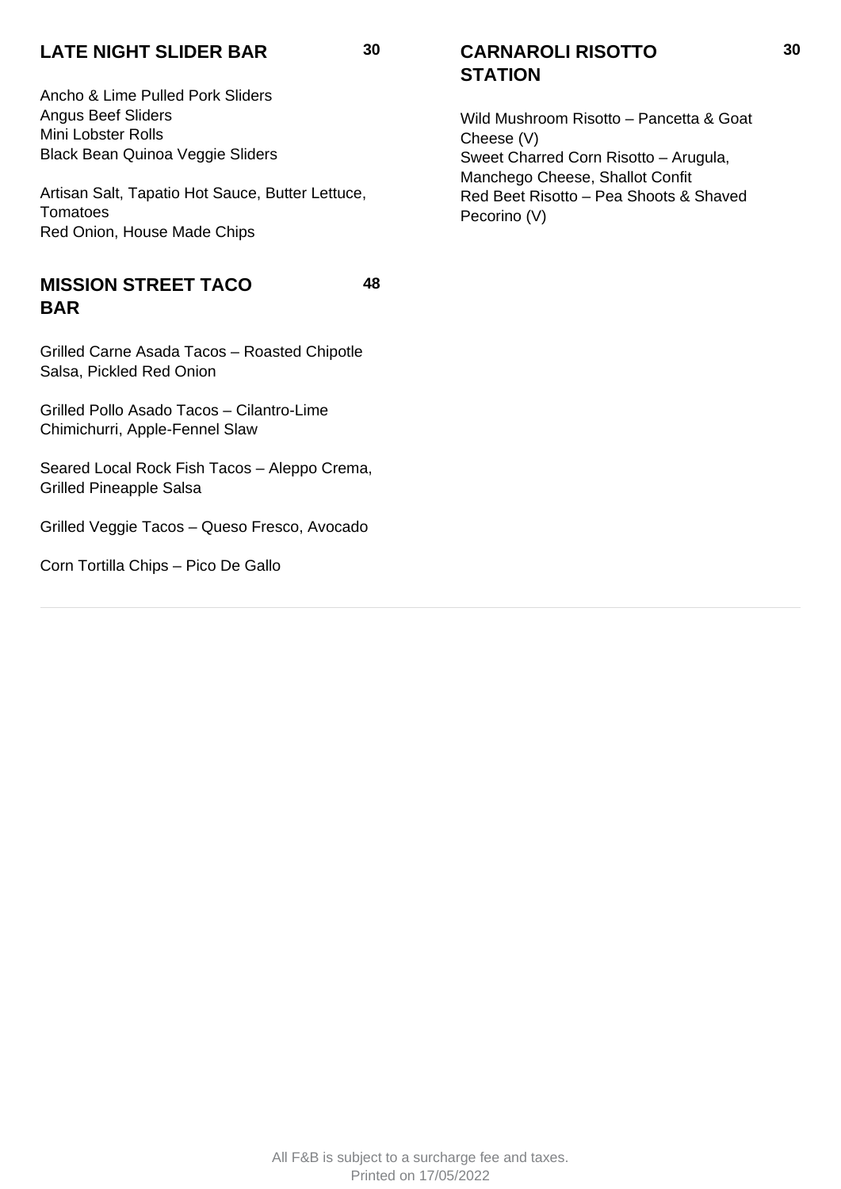## LATE NIGHT SLIDER BAR 30

Ancho & Lime Pulled Pork Sliders
Angus Beef Sliders
Mini Lobster Rolls
Black Bean Quinoa Veggie Sliders

Artisan Salt, Tapatio Hot Sauce, Butter Lettuce, Tomatoes
Red Onion, House Made Chips

## MISSION STREET TACO BAR 48

Grilled Carne Asada Tacos – Roasted Chipotle Salsa, Pickled Red Onion

Grilled Pollo Asado Tacos – Cilantro-Lime Chimichurri, Apple-Fennel Slaw

Seared Local Rock Fish Tacos – Aleppo Crema, Grilled Pineapple Salsa

Grilled Veggie Tacos – Queso Fresco, Avocado

Corn Tortilla Chips – Pico De Gallo

## CARNAROLI RISOTTO STATION 30

Wild Mushroom Risotto – Pancetta & Goat Cheese (V)
Sweet Charred Corn Risotto – Arugula, Manchego Cheese, Shallot Confit
Red Beet Risotto – Pea Shoots & Shaved Pecorino (V)

All F&B is subject to a surcharge fee and taxes.
Printed on 17/05/2022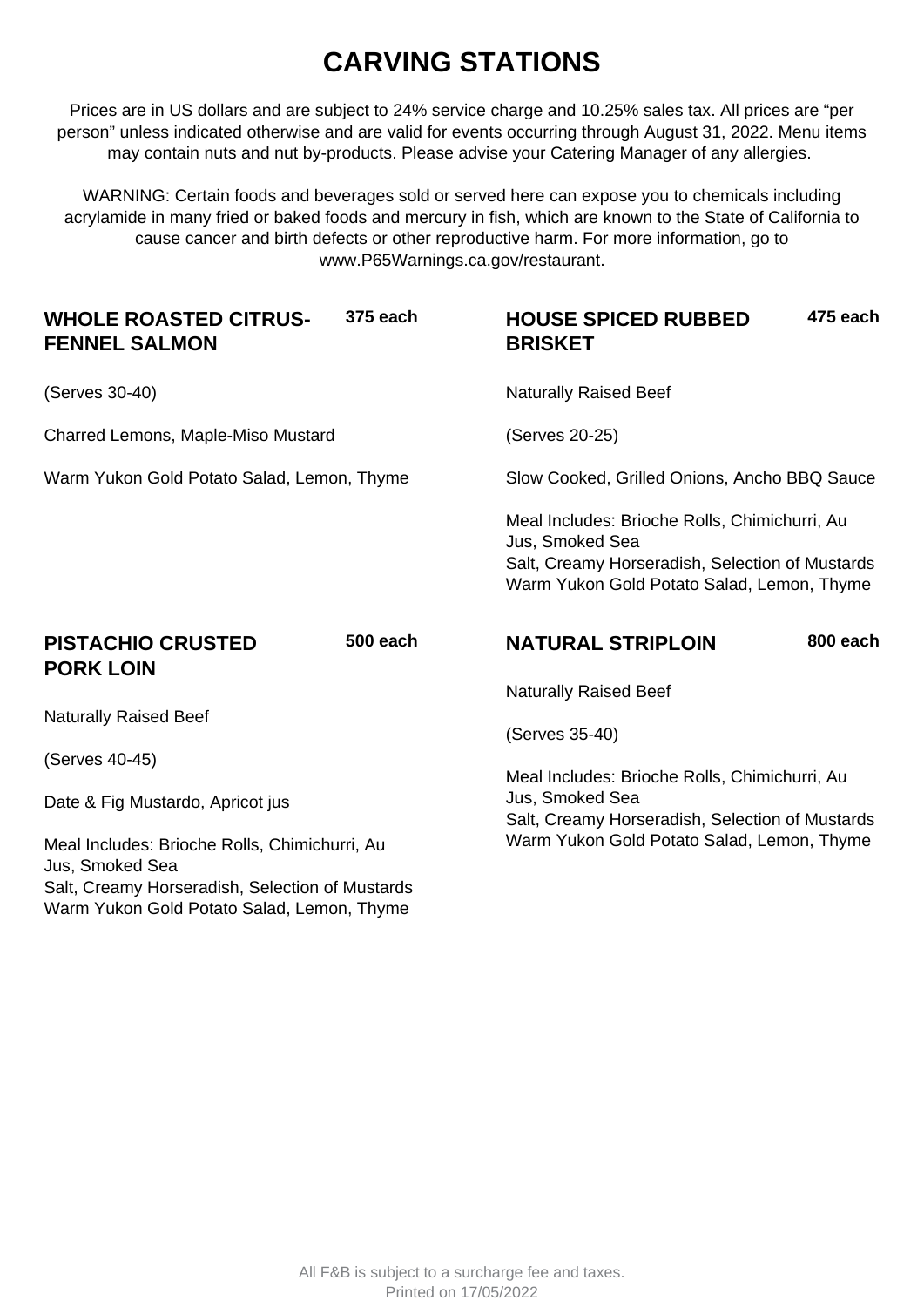# CARVING STATIONS

Prices are in US dollars and are subject to 24% service charge and 10.25% sales tax. All prices are "per person" unless indicated otherwise and are valid for events occurring through August 31, 2022. Menu items may contain nuts and nut by-products. Please advise your Catering Manager of any allergies.

WARNING: Certain foods and beverages sold or served here can expose you to chemicals including acrylamide in many fried or baked foods and mercury in fish, which are known to the State of California to cause cancer and birth defects or other reproductive harm. For more information, go to www.P65Warnings.ca.gov/restaurant.

### WHOLE ROASTED CITRUS-FENNEL SALMON — 375 each

(Serves 30-40)

Charred Lemons, Maple-Miso Mustard

Warm Yukon Gold Potato Salad, Lemon, Thyme

### HOUSE SPICED RUBBED BRISKET — 475 each

Naturally Raised Beef

(Serves 20-25)

Slow Cooked, Grilled Onions, Ancho BBQ Sauce

Meal Includes: Brioche Rolls, Chimichurri, Au Jus, Smoked Sea
Salt, Creamy Horseradish, Selection of Mustards
Warm Yukon Gold Potato Salad, Lemon, Thyme

### PISTACHIO CRUSTED PORK LOIN — 500 each

Naturally Raised Beef

(Serves 40-45)

Date & Fig Mustardo, Apricot jus

Meal Includes: Brioche Rolls, Chimichurri, Au Jus, Smoked Sea
Salt, Creamy Horseradish, Selection of Mustards
Warm Yukon Gold Potato Salad, Lemon, Thyme

### NATURAL STRIPLOIN — 800 each

Naturally Raised Beef

(Serves 35-40)

Meal Includes: Brioche Rolls, Chimichurri, Au Jus, Smoked Sea
Salt, Creamy Horseradish, Selection of Mustards
Warm Yukon Gold Potato Salad, Lemon, Thyme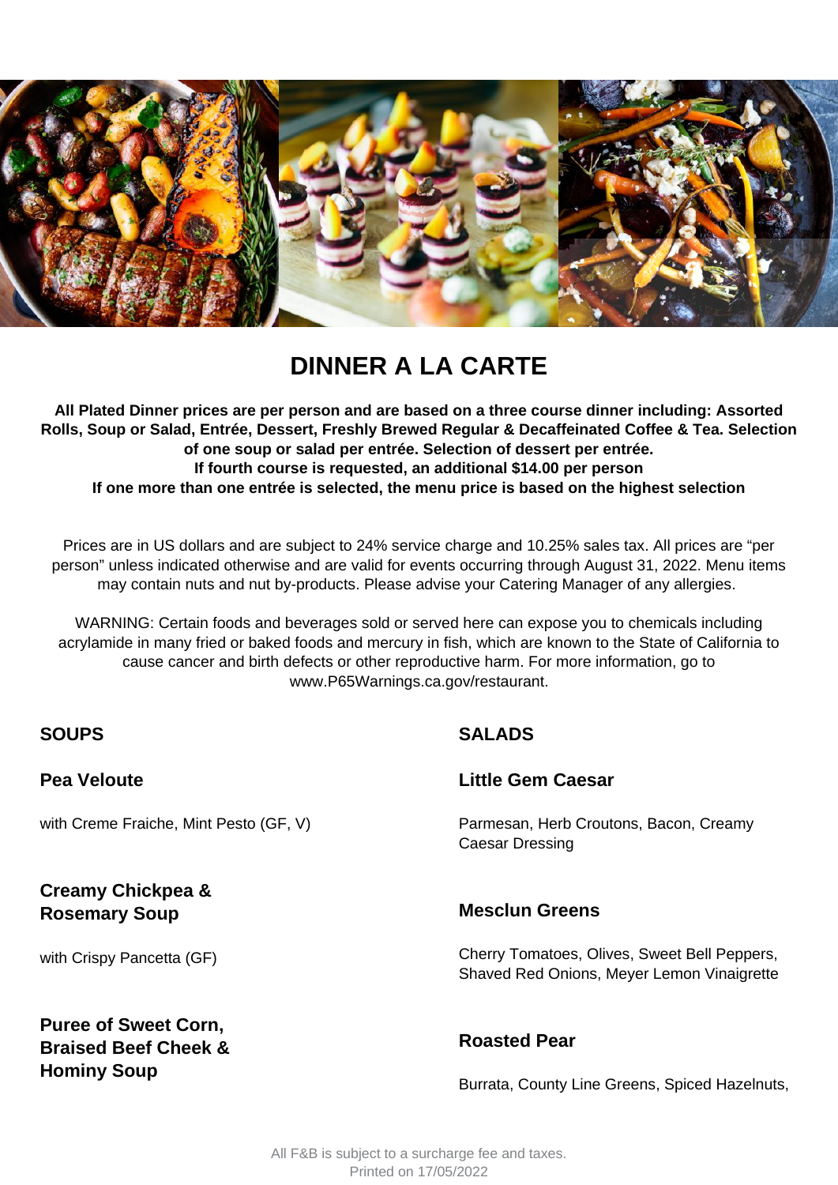# DINNER A LA CARTE

**All Plated Dinner prices are per person and are based on a three course dinner including: Assorted Rolls, Soup or Salad, Entrée, Dessert, Freshly Brewed Regular & Decaffeinated Coffee & Tea. Selection of one soup or salad per entrée. Selection of dessert per entrée.**
**If fourth course is requested, an additional $14.00 per person**
**If one more than one entrée is selected, the menu price is based on the highest selection**

Prices are in US dollars and are subject to 24% service charge and 10.25% sales tax. All prices are "per person" unless indicated otherwise and are valid for events occurring through August 31, 2022. Menu items may contain nuts and nut by-products. Please advise your Catering Manager of any allergies.

WARNING: Certain foods and beverages sold or served here can expose you to chemicals including acrylamide in many fried or baked foods and mercury in fish, which are known to the State of California to cause cancer and birth defects or other reproductive harm. For more information, go to www.P65Warnings.ca.gov/restaurant.

## SOUPS

### Pea Veloute

with Creme Fraiche, Mint Pesto (GF, V)

### Creamy Chickpea & Rosemary Soup

with Crispy Pancetta (GF)

### Puree of Sweet Corn, Braised Beef Cheek & Hominy Soup

## SALADS

### Little Gem Caesar

Parmesan, Herb Croutons, Bacon, Creamy Caesar Dressing

### Mesclun Greens

Cherry Tomatoes, Olives, Sweet Bell Peppers, Shaved Red Onions, Meyer Lemon Vinaigrette

### Roasted Pear

Burrata, County Line Greens, Spiced Hazelnuts,

All F&B is subject to a surcharge fee and taxes.
Printed on 17/05/2022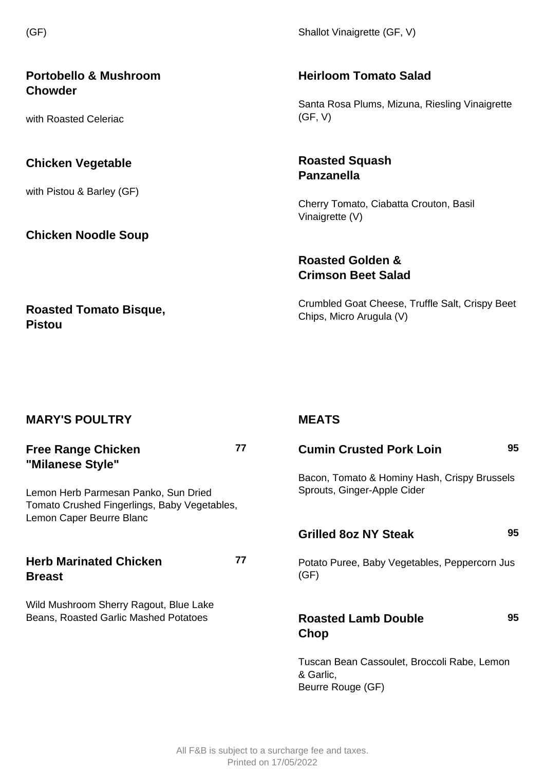(GF)

### Portobello & Mushroom Chowder

with Roasted Celeriac

### Chicken Vegetable

with Pistou & Barley (GF)

### Chicken Noodle Soup

### Roasted Tomato Bisque, Pistou

Shallot Vinaigrette (GF, V)

### Heirloom Tomato Salad

Santa Rosa Plums, Mizuna, Riesling Vinaigrette (GF, V)

### Roasted Squash Panzanella

Cherry Tomato, Ciabatta Crouton, Basil Vinaigrette (V)

### Roasted Golden & Crimson Beet Salad

Crumbled Goat Cheese, Truffle Salt, Crispy Beet Chips, Micro Arugula (V)

## MARY'S POULTRY

### Free Range Chicken "Milanese Style" — 77

Lemon Herb Parmesan Panko, Sun Dried Tomato Crushed Fingerlings, Baby Vegetables, Lemon Caper Beurre Blanc

### Herb Marinated Chicken Breast — 77

Wild Mushroom Sherry Ragout, Blue Lake Beans, Roasted Garlic Mashed Potatoes

## MEATS

### Cumin Crusted Pork Loin — 95

Bacon, Tomato & Hominy Hash, Crispy Brussels Sprouts, Ginger-Apple Cider

### Grilled 8oz NY Steak — 95

Potato Puree, Baby Vegetables, Peppercorn Jus (GF)

### Roasted Lamb Double Chop — 95

Tuscan Bean Cassoulet, Broccoli Rabe, Lemon & Garlic,
Beurre Rouge (GF)

All F&B is subject to a surcharge fee and taxes.
Printed on 17/05/2022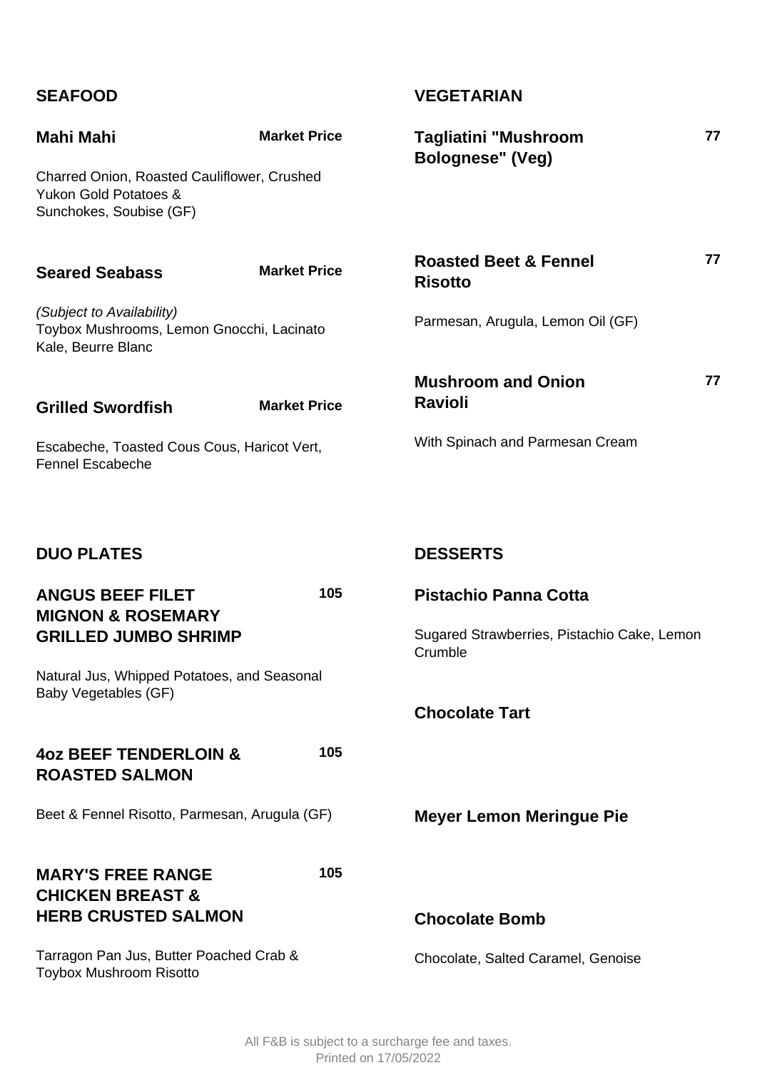## SEAFOOD

### Mahi Mahi — Market Price

Charred Onion, Roasted Cauliflower, Crushed Yukon Gold Potatoes & Sunchokes, Soubise (GF)

### Seared Seabass — Market Price

*(Subject to Availability)*
Toybox Mushrooms, Lemon Gnocchi, Lacinato Kale, Beurre Blanc

### Grilled Swordfish — Market Price

Escabeche, Toasted Cous Cous, Haricot Vert, Fennel Escabeche

## VEGETARIAN

### Tagliatini "Mushroom Bolognese" (Veg) — 77

### Roasted Beet & Fennel Risotto — 77

Parmesan, Arugula, Lemon Oil (GF)

### Mushroom and Onion Ravioli — 77

With Spinach and Parmesan Cream

## DUO PLATES

### ANGUS BEEF FILET MIGNON & ROSEMARY GRILLED JUMBO SHRIMP — 105

Natural Jus, Whipped Potatoes, and Seasonal Baby Vegetables (GF)

### 4oz BEEF TENDERLOIN & ROASTED SALMON — 105

Beet & Fennel Risotto, Parmesan, Arugula (GF)

### MARY'S FREE RANGE CHICKEN BREAST & HERB CRUSTED SALMON — 105

Tarragon Pan Jus, Butter Poached Crab & Toybox Mushroom Risotto

## DESSERTS

### Pistachio Panna Cotta

Sugared Strawberries, Pistachio Cake, Lemon Crumble

### Chocolate Tart

### Meyer Lemon Meringue Pie

### Chocolate Bomb

Chocolate, Salted Caramel, Genoise

All F&B is subject to a surcharge fee and taxes.
Printed on 17/05/2022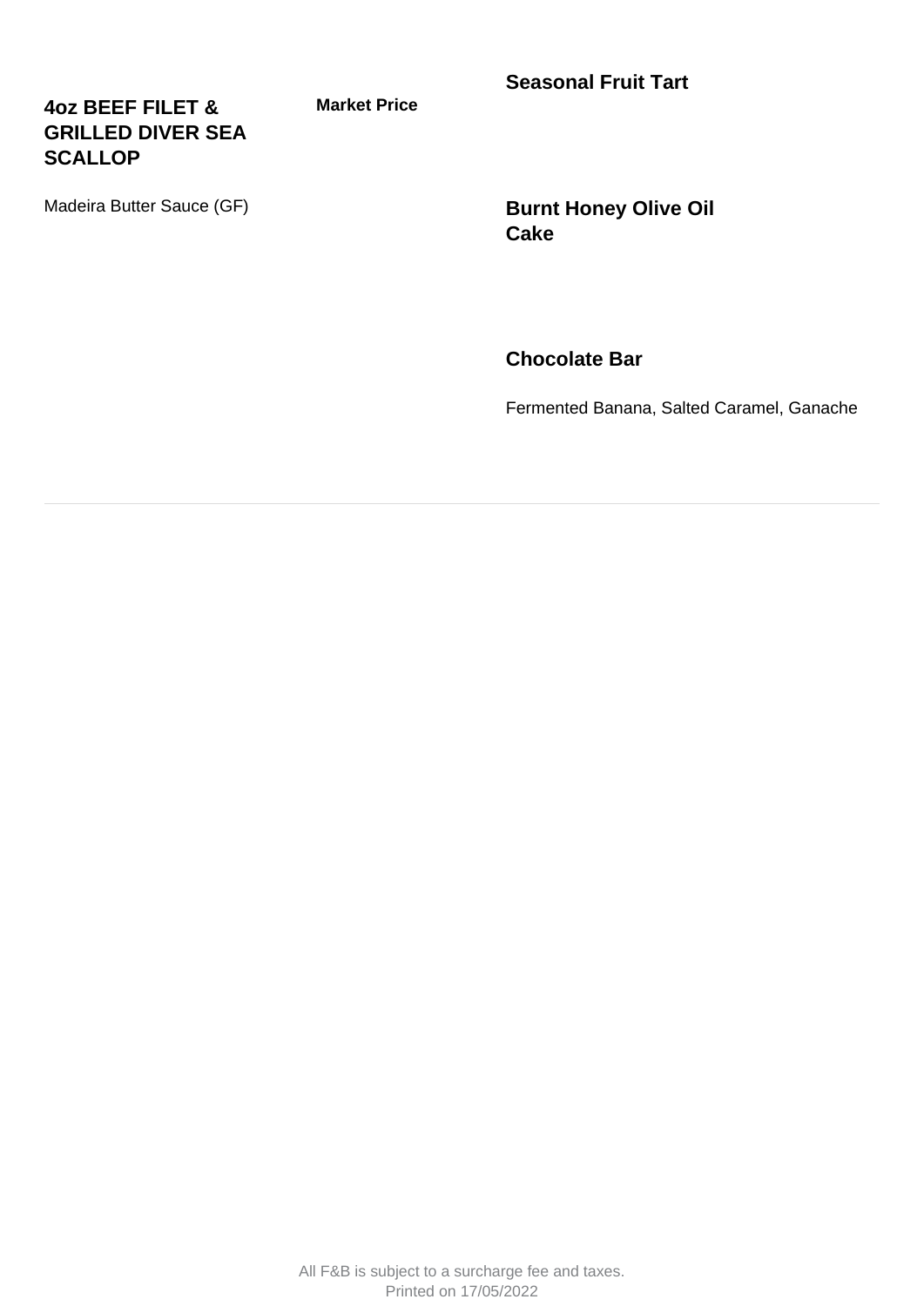### 4oz BEEF FILET & GRILLED DIVER SEA SCALLOP

**Market Price**

Madeira Butter Sauce (GF)

### Seasonal Fruit Tart

### Burnt Honey Olive Oil Cake

### Chocolate Bar

Fermented Banana, Salted Caramel, Ganache

---

All F&B is subject to a surcharge fee and taxes.
Printed on 17/05/2022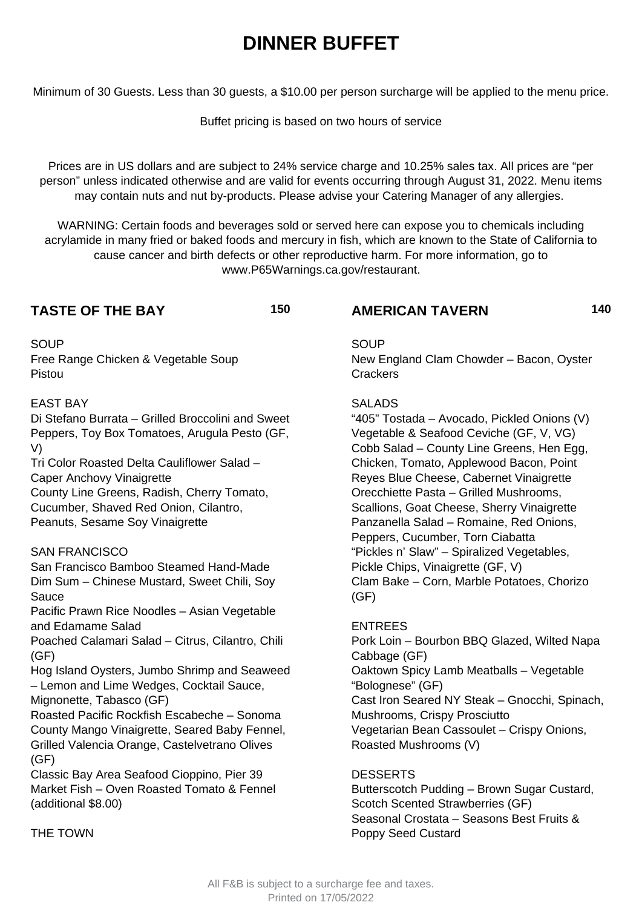# DINNER BUFFET

Minimum of 30 Guests. Less than 30 guests, a $10.00 per person surcharge will be applied to the menu price.

Buffet pricing is based on two hours of service

Prices are in US dollars and are subject to 24% service charge and 10.25% sales tax. All prices are "per person" unless indicated otherwise and are valid for events occurring through August 31, 2022. Menu items may contain nuts and nut by-products. Please advise your Catering Manager of any allergies.

WARNING: Certain foods and beverages sold or served here can expose you to chemicals including acrylamide in many fried or baked foods and mercury in fish, which are known to the State of California to cause cancer and birth defects or other reproductive harm. For more information, go to www.P65Warnings.ca.gov/restaurant.

## TASTE OF THE BAY — 150

SOUP
Free Range Chicken & Vegetable Soup
Pistou

EAST BAY
Di Stefano Burrata – Grilled Broccolini and Sweet Peppers, Toy Box Tomatoes, Arugula Pesto (GF, V)
Tri Color Roasted Delta Cauliflower Salad – Caper Anchovy Vinaigrette
County Line Greens, Radish, Cherry Tomato, Cucumber, Shaved Red Onion, Cilantro, Peanuts, Sesame Soy Vinaigrette

SAN FRANCISCO
San Francisco Bamboo Steamed Hand-Made Dim Sum – Chinese Mustard, Sweet Chili, Soy Sauce
Pacific Prawn Rice Noodles – Asian Vegetable and Edamame Salad
Poached Calamari Salad – Citrus, Cilantro, Chili (GF)
Hog Island Oysters, Jumbo Shrimp and Seaweed – Lemon and Lime Wedges, Cocktail Sauce, Mignonette, Tabasco (GF)
Roasted Pacific Rockfish Escabeche – Sonoma County Mango Vinaigrette, Seared Baby Fennel, Grilled Valencia Orange, Castelvetrano Olives (GF)
Classic Bay Area Seafood Cioppino, Pier 39 Market Fish – Oven Roasted Tomato & Fennel (additional $8.00)

THE TOWN

## AMERICAN TAVERN — 140

SOUP
New England Clam Chowder – Bacon, Oyster Crackers

SALADS
"405" Tostada – Avocado, Pickled Onions (V)
Vegetable & Seafood Ceviche (GF, V, VG)
Cobb Salad – County Line Greens, Hen Egg, Chicken, Tomato, Applewood Bacon, Point Reyes Blue Cheese, Cabernet Vinaigrette
Orecchiette Pasta – Grilled Mushrooms, Scallions, Goat Cheese, Sherry Vinaigrette
Panzanella Salad – Romaine, Red Onions, Peppers, Cucumber, Torn Ciabatta
"Pickles n' Slaw" – Spiralized Vegetables, Pickle Chips, Vinaigrette (GF, V)
Clam Bake – Corn, Marble Potatoes, Chorizo (GF)

ENTREES
Pork Loin – Bourbon BBQ Glazed, Wilted Napa Cabbage (GF)
Oaktown Spicy Lamb Meatballs – Vegetable "Bolognese" (GF)
Cast Iron Seared NY Steak – Gnocchi, Spinach, Mushrooms, Crispy Prosciutto
Vegetarian Bean Cassoulet – Crispy Onions, Roasted Mushrooms (V)

DESSERTS
Butterscotch Pudding – Brown Sugar Custard, Scotch Scented Strawberries (GF)
Seasonal Crostata – Seasons Best Fruits & Poppy Seed Custard

All F&B is subject to a surcharge fee and taxes.
Printed on 17/05/2022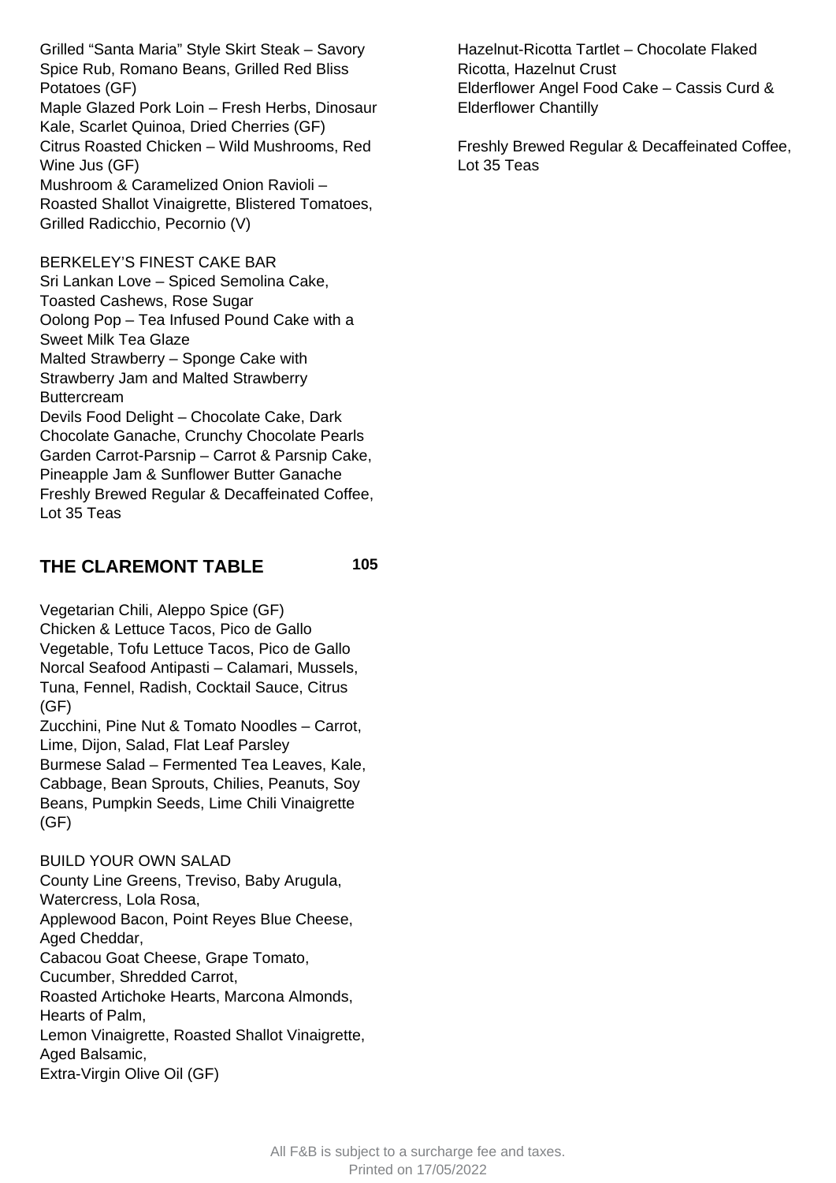Grilled "Santa Maria" Style Skirt Steak – Savory Spice Rub, Romano Beans, Grilled Red Bliss Potatoes (GF)
Maple Glazed Pork Loin – Fresh Herbs, Dinosaur Kale, Scarlet Quinoa, Dried Cherries (GF)
Citrus Roasted Chicken – Wild Mushrooms, Red Wine Jus (GF)
Mushroom & Caramelized Onion Ravioli – Roasted Shallot Vinaigrette, Blistered Tomatoes, Grilled Radicchio, Pecornio (V)

BERKELEY'S FINEST CAKE BAR
Sri Lankan Love – Spiced Semolina Cake, Toasted Cashews, Rose Sugar
Oolong Pop – Tea Infused Pound Cake with a Sweet Milk Tea Glaze
Malted Strawberry – Sponge Cake with Strawberry Jam and Malted Strawberry Buttercream
Devils Food Delight – Chocolate Cake, Dark Chocolate Ganache, Crunchy Chocolate Pearls
Garden Carrot-Parsnip – Carrot & Parsnip Cake, Pineapple Jam & Sunflower Butter Ganache
Freshly Brewed Regular & Decaffeinated Coffee, Lot 35 Teas

## THE CLAREMONT TABLE **105**

Vegetarian Chili, Aleppo Spice (GF)
Chicken & Lettuce Tacos, Pico de Gallo
Vegetable, Tofu Lettuce Tacos, Pico de Gallo
Norcal Seafood Antipasti – Calamari, Mussels, Tuna, Fennel, Radish, Cocktail Sauce, Citrus (GF)
Zucchini, Pine Nut & Tomato Noodles – Carrot, Lime, Dijon, Salad, Flat Leaf Parsley
Burmese Salad – Fermented Tea Leaves, Kale, Cabbage, Bean Sprouts, Chilies, Peanuts, Soy Beans, Pumpkin Seeds, Lime Chili Vinaigrette (GF)

BUILD YOUR OWN SALAD
County Line Greens, Treviso, Baby Arugula, Watercress, Lola Rosa,
Applewood Bacon, Point Reyes Blue Cheese, Aged Cheddar,
Cabacou Goat Cheese, Grape Tomato, Cucumber, Shredded Carrot,
Roasted Artichoke Hearts, Marcona Almonds, Hearts of Palm,
Lemon Vinaigrette, Roasted Shallot Vinaigrette, Aged Balsamic,
Extra-Virgin Olive Oil (GF)

Hazelnut-Ricotta Tartlet – Chocolate Flaked Ricotta, Hazelnut Crust
Elderflower Angel Food Cake – Cassis Curd & Elderflower Chantilly

Freshly Brewed Regular & Decaffeinated Coffee, Lot 35 Teas

All F&B is subject to a surcharge fee and taxes.
Printed on 17/05/2022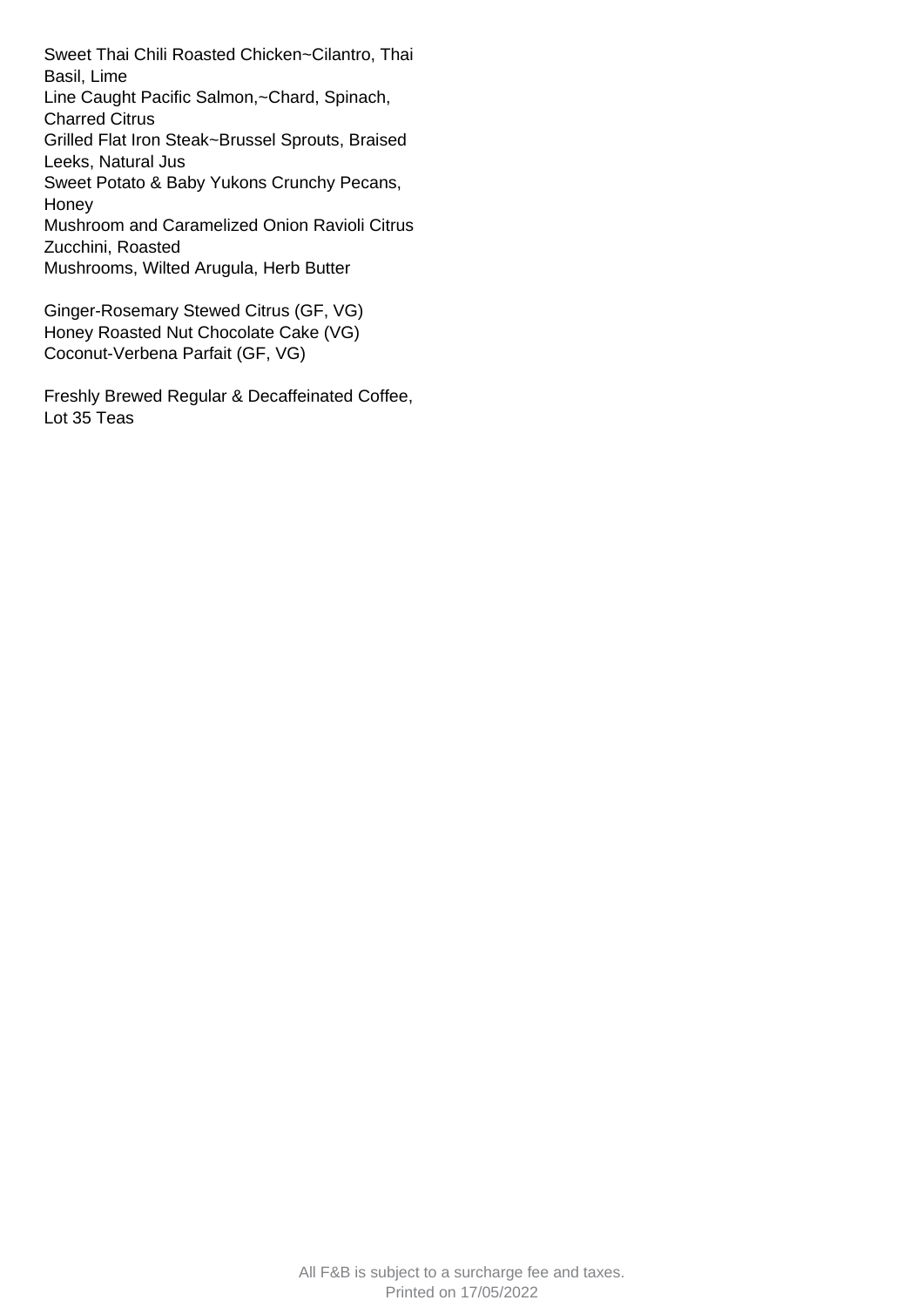Sweet Thai Chili Roasted Chicken~Cilantro, Thai Basil, Lime
Line Caught Pacific Salmon,~Chard, Spinach, Charred Citrus
Grilled Flat Iron Steak~Brussel Sprouts, Braised Leeks, Natural Jus
Sweet Potato & Baby Yukons Crunchy Pecans, Honey
Mushroom and Caramelized Onion Ravioli Citrus Zucchini, Roasted
Mushrooms, Wilted Arugula, Herb Butter

Ginger-Rosemary Stewed Citrus (GF, VG)
Honey Roasted Nut Chocolate Cake (VG)
Coconut-Verbena Parfait (GF, VG)

Freshly Brewed Regular & Decaffeinated Coffee, Lot 35 Teas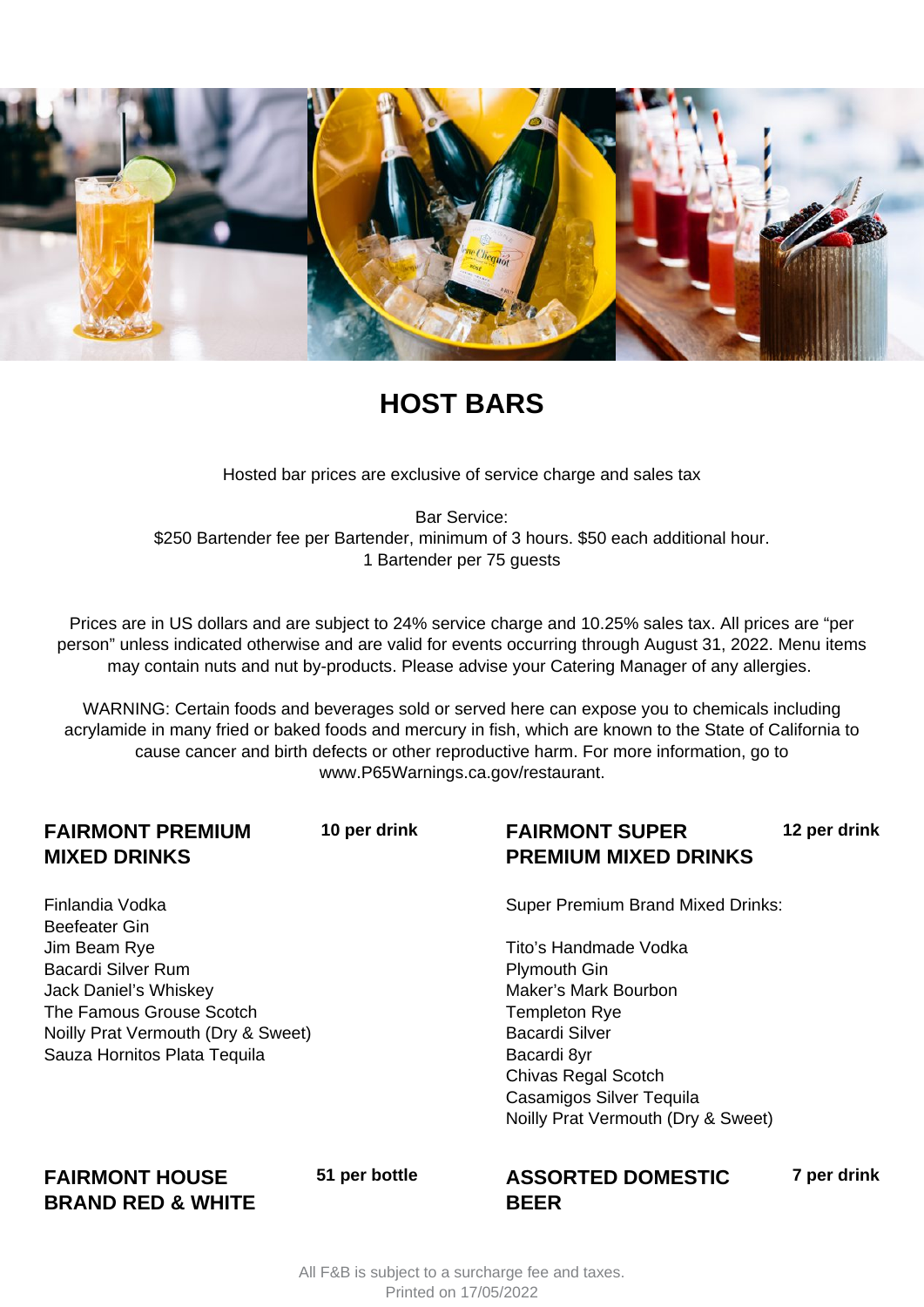# HOST BARS

Hosted bar prices are exclusive of service charge and sales tax

Bar Service:
$250 Bartender fee per Bartender, minimum of 3 hours. $50 each additional hour.
1 Bartender per 75 guests

Prices are in US dollars and are subject to 24% service charge and 10.25% sales tax. All prices are "per person" unless indicated otherwise and are valid for events occurring through August 31, 2022. Menu items may contain nuts and nut by-products. Please advise your Catering Manager of any allergies.

WARNING: Certain foods and beverages sold or served here can expose you to chemicals including acrylamide in many fried or baked foods and mercury in fish, which are known to the State of California to cause cancer and birth defects or other reproductive harm. For more information, go to www.P65Warnings.ca.gov/restaurant.

## FAIRMONT PREMIUM MIXED DRINKS — 10 per drink

Finlandia Vodka
Beefeater Gin
Jim Beam Rye
Bacardi Silver Rum
Jack Daniel's Whiskey
The Famous Grouse Scotch
Noilly Prat Vermouth (Dry & Sweet)
Sauza Hornitos Plata Tequila

## FAIRMONT SUPER PREMIUM MIXED DRINKS — 12 per drink

Super Premium Brand Mixed Drinks:

Tito's Handmade Vodka
Plymouth Gin
Maker's Mark Bourbon
Templeton Rye
Bacardi Silver
Bacardi 8yr
Chivas Regal Scotch
Casamigos Silver Tequila
Noilly Prat Vermouth (Dry & Sweet)

## FAIRMONT HOUSE BRAND RED & WHITE — 51 per bottle

## ASSORTED DOMESTIC BEER — 7 per drink

All F&B is subject to a surcharge fee and taxes.
Printed on 17/05/2022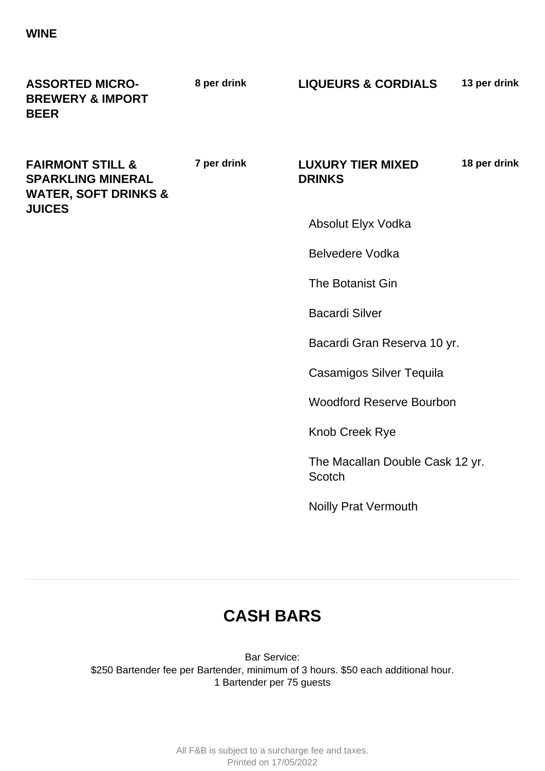**WINE**

**ASSORTED MICRO-BREWERY & IMPORT BEER** — **8 per drink**

**FAIRMONT STILL & SPARKLING MINERAL WATER, SOFT DRINKS & JUICES** — **7 per drink**

**LIQUEURS & CORDIALS** — **13 per drink**

**LUXURY TIER MIXED DRINKS** — **18 per drink**

- Absolut Elyx Vodka
- Belvedere Vodka
- The Botanist Gin
- Bacardi Silver
- Bacardi Gran Reserva 10 yr.
- Casamigos Silver Tequila
- Woodford Reserve Bourbon
- Knob Creek Rye
- The Macallan Double Cask 12 yr. Scotch
- Noilly Prat Vermouth

---

## CASH BARS

Bar Service:
$250 Bartender fee per Bartender, minimum of 3 hours. $50 each additional hour.
1 Bartender per 75 guests

All F&B is subject to a surcharge fee and taxes.
Printed on 17/05/2022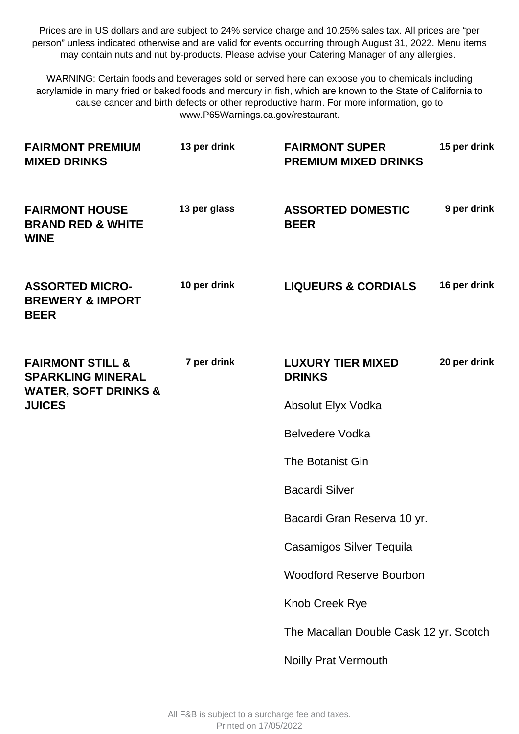Prices are in US dollars and are subject to 24% service charge and 10.25% sales tax. All prices are "per person" unless indicated otherwise and are valid for events occurring through August 31, 2022. Menu items may contain nuts and nut by-products. Please advise your Catering Manager of any allergies.

WARNING: Certain foods and beverages sold or served here can expose you to chemicals including acrylamide in many fried or baked foods and mercury in fish, which are known to the State of California to cause cancer and birth defects or other reproductive harm. For more information, go to www.P65Warnings.ca.gov/restaurant.

**FAIRMONT PREMIUM MIXED DRINKS** — 13 per drink

**FAIRMONT HOUSE BRAND RED & WHITE WINE** — 13 per glass

**ASSORTED MICRO-BREWERY & IMPORT BEER** — 10 per drink

**FAIRMONT STILL & SPARKLING MINERAL WATER, SOFT DRINKS & JUICES** — 7 per drink

**FAIRMONT SUPER PREMIUM MIXED DRINKS** — 15 per drink

**ASSORTED DOMESTIC BEER** — 9 per drink

**LIQUEURS & CORDIALS** — 16 per drink

**LUXURY TIER MIXED DRINKS** — 20 per drink

Absolut Elyx Vodka

Belvedere Vodka

The Botanist Gin

Bacardi Silver

Bacardi Gran Reserva 10 yr.

Casamigos Silver Tequila

Woodford Reserve Bourbon

Knob Creek Rye

The Macallan Double Cask 12 yr. Scotch

Noilly Prat Vermouth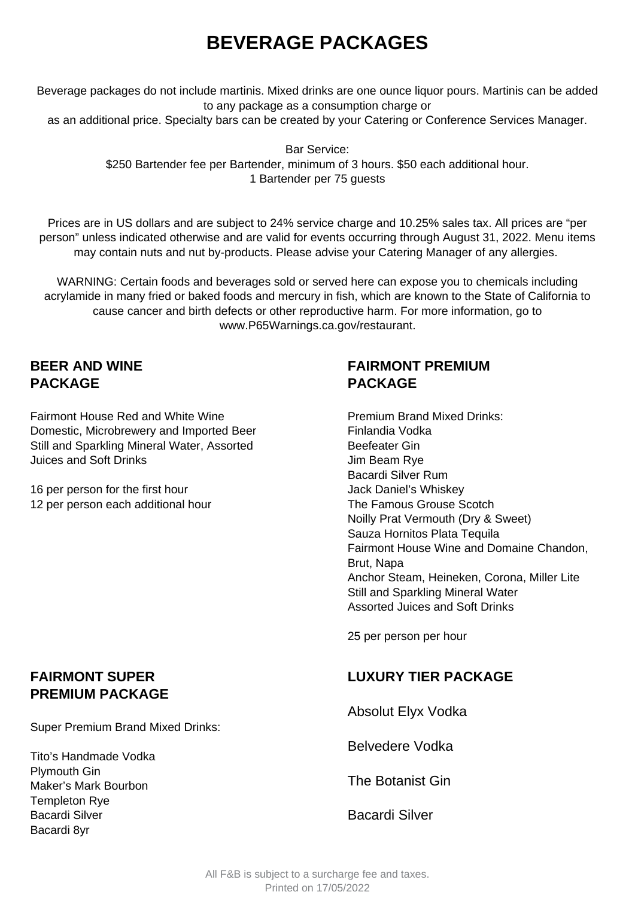# BEVERAGE PACKAGES

Beverage packages do not include martinis. Mixed drinks are one ounce liquor pours. Martinis can be added to any package as a consumption charge or
as an additional price. Specialty bars can be created by your Catering or Conference Services Manager.

Bar Service:
$250 Bartender fee per Bartender, minimum of 3 hours. $50 each additional hour.
1 Bartender per 75 guests

Prices are in US dollars and are subject to 24% service charge and 10.25% sales tax. All prices are "per person" unless indicated otherwise and are valid for events occurring through August 31, 2022. Menu items may contain nuts and nut by-products. Please advise your Catering Manager of any allergies.

WARNING: Certain foods and beverages sold or served here can expose you to chemicals including acrylamide in many fried or baked foods and mercury in fish, which are known to the State of California to cause cancer and birth defects or other reproductive harm. For more information, go to www.P65Warnings.ca.gov/restaurant.

## BEER AND WINE PACKAGE

Fairmont House Red and White Wine
Domestic, Microbrewery and Imported Beer
Still and Sparkling Mineral Water, Assorted Juices and Soft Drinks

16 per person for the first hour
12 per person each additional hour

## FAIRMONT PREMIUM PACKAGE

Premium Brand Mixed Drinks:
Finlandia Vodka
Beefeater Gin
Jim Beam Rye
Bacardi Silver Rum
Jack Daniel's Whiskey
The Famous Grouse Scotch
Noilly Prat Vermouth (Dry & Sweet)
Sauza Hornitos Plata Tequila
Fairmont House Wine and Domaine Chandon, Brut, Napa
Anchor Steam, Heineken, Corona, Miller Lite
Still and Sparkling Mineral Water
Assorted Juices and Soft Drinks

25 per person per hour

## FAIRMONT SUPER PREMIUM PACKAGE

Super Premium Brand Mixed Drinks:

Tito's Handmade Vodka
Plymouth Gin
Maker's Mark Bourbon
Templeton Rye
Bacardi Silver
Bacardi 8yr

## LUXURY TIER PACKAGE

Absolut Elyx Vodka

Belvedere Vodka

The Botanist Gin

Bacardi Silver

All F&B is subject to a surcharge fee and taxes.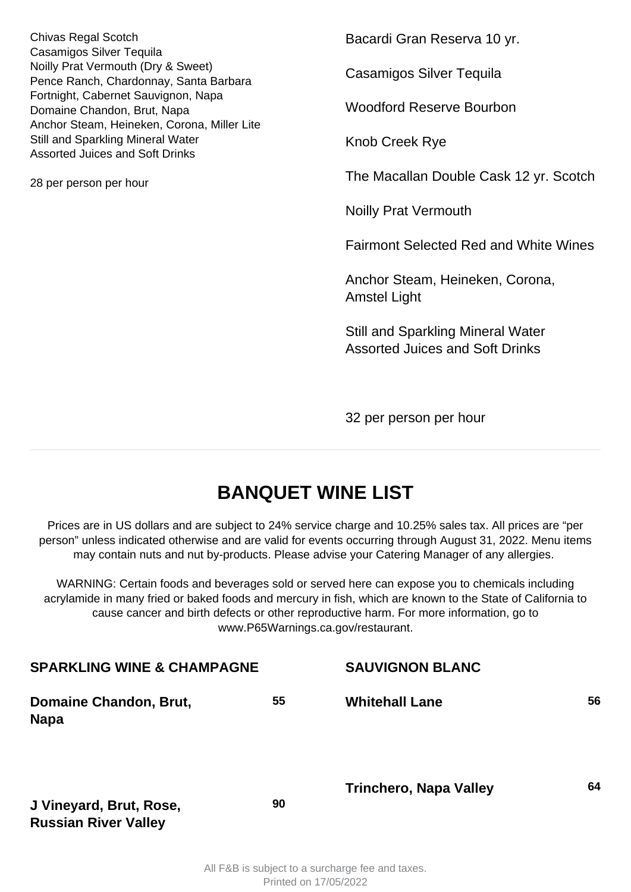Chivas Regal Scotch
Casamigos Silver Tequila
Noilly Prat Vermouth (Dry & Sweet)
Pence Ranch, Chardonnay, Santa Barbara
Fortnight, Cabernet Sauvignon, Napa
Domaine Chandon, Brut, Napa
Anchor Steam, Heineken, Corona, Miller Lite
Still and Sparkling Mineral Water
Assorted Juices and Soft Drinks

28 per person per hour

Bacardi Gran Reserva 10 yr.

Casamigos Silver Tequila

Woodford Reserve Bourbon

Knob Creek Rye

The Macallan Double Cask 12 yr. Scotch

Noilly Prat Vermouth

Fairmont Selected Red and White Wines

Anchor Steam, Heineken, Corona, Amstel Light

Still and Sparkling Mineral Water
Assorted Juices and Soft Drinks

32 per person per hour

---

# BANQUET WINE LIST

Prices are in US dollars and are subject to 24% service charge and 10.25% sales tax. All prices are "per person" unless indicated otherwise and are valid for events occurring through August 31, 2022. Menu items may contain nuts and nut by-products. Please advise your Catering Manager of any allergies.

WARNING: Certain foods and beverages sold or served here can expose you to chemicals including acrylamide in many fried or baked foods and mercury in fish, which are known to the State of California to cause cancer and birth defects or other reproductive harm. For more information, go to www.P65Warnings.ca.gov/restaurant.

## SPARKLING WINE & CHAMPAGNE

**Domaine Chandon, Brut, Napa** — **55**

**J Vineyard, Brut, Rose, Russian River Valley** — **90**

## SAUVIGNON BLANC

**Whitehall Lane** — **56**

**Trinchero, Napa Valley** — **64**

All F&B is subject to a surcharge fee and taxes.
Printed on 17/05/2022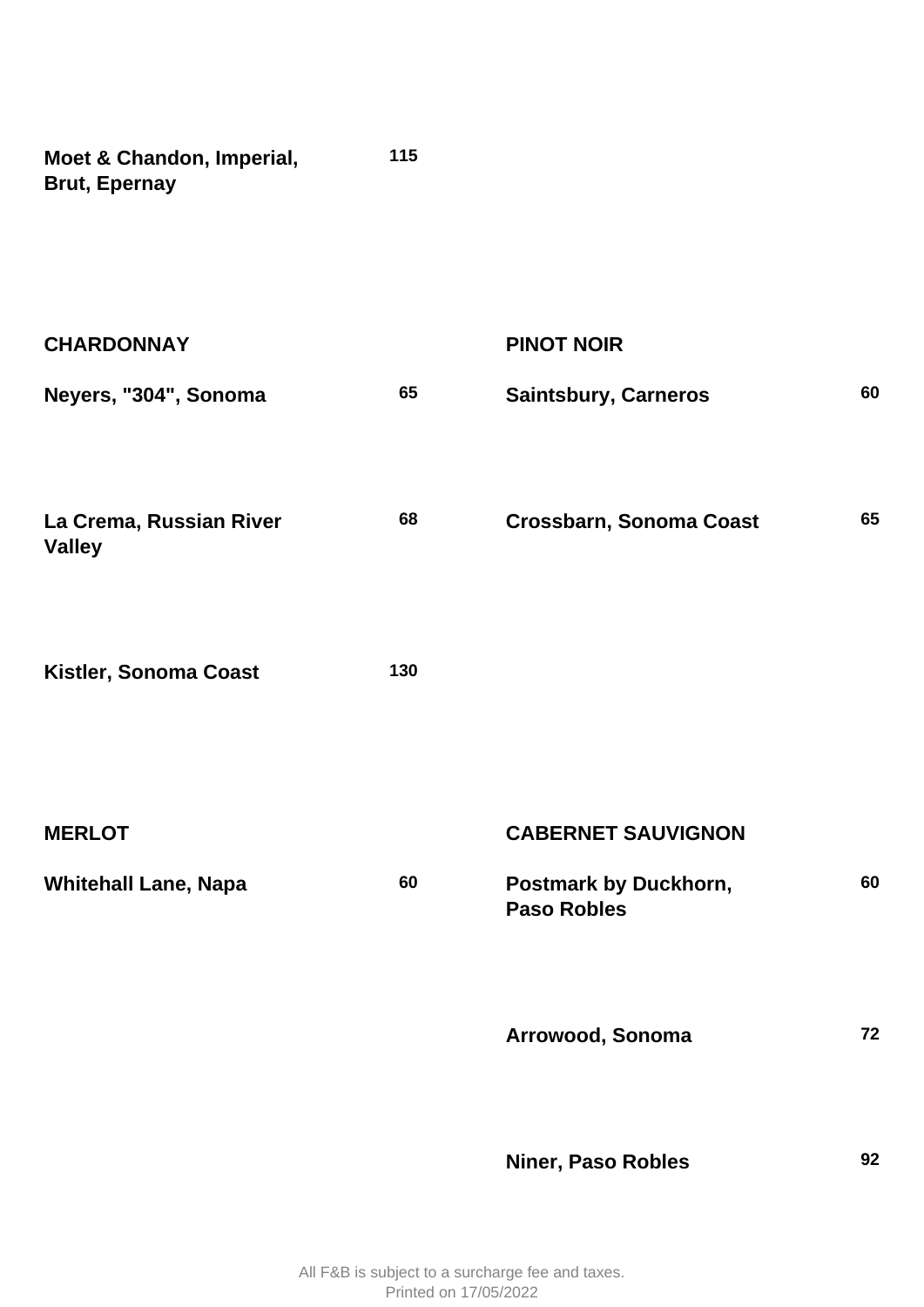**Moet & Chandon, Imperial, Brut, Epernay** 115

## CHARDONNAY

**Neyers, "304", Sonoma** 65

**La Crema, Russian River Valley** 68

**Kistler, Sonoma Coast** 130

## PINOT NOIR

**Saintsbury, Carneros** 60

**Crossbarn, Sonoma Coast** 65

## MERLOT

**Whitehall Lane, Napa** 60

## CABERNET SAUVIGNON

**Postmark by Duckhorn, Paso Robles** 60

**Arrowood, Sonoma** 72

**Niner, Paso Robles** 92

All F&B is subject to a surcharge fee and taxes.
Printed on 17/05/2022